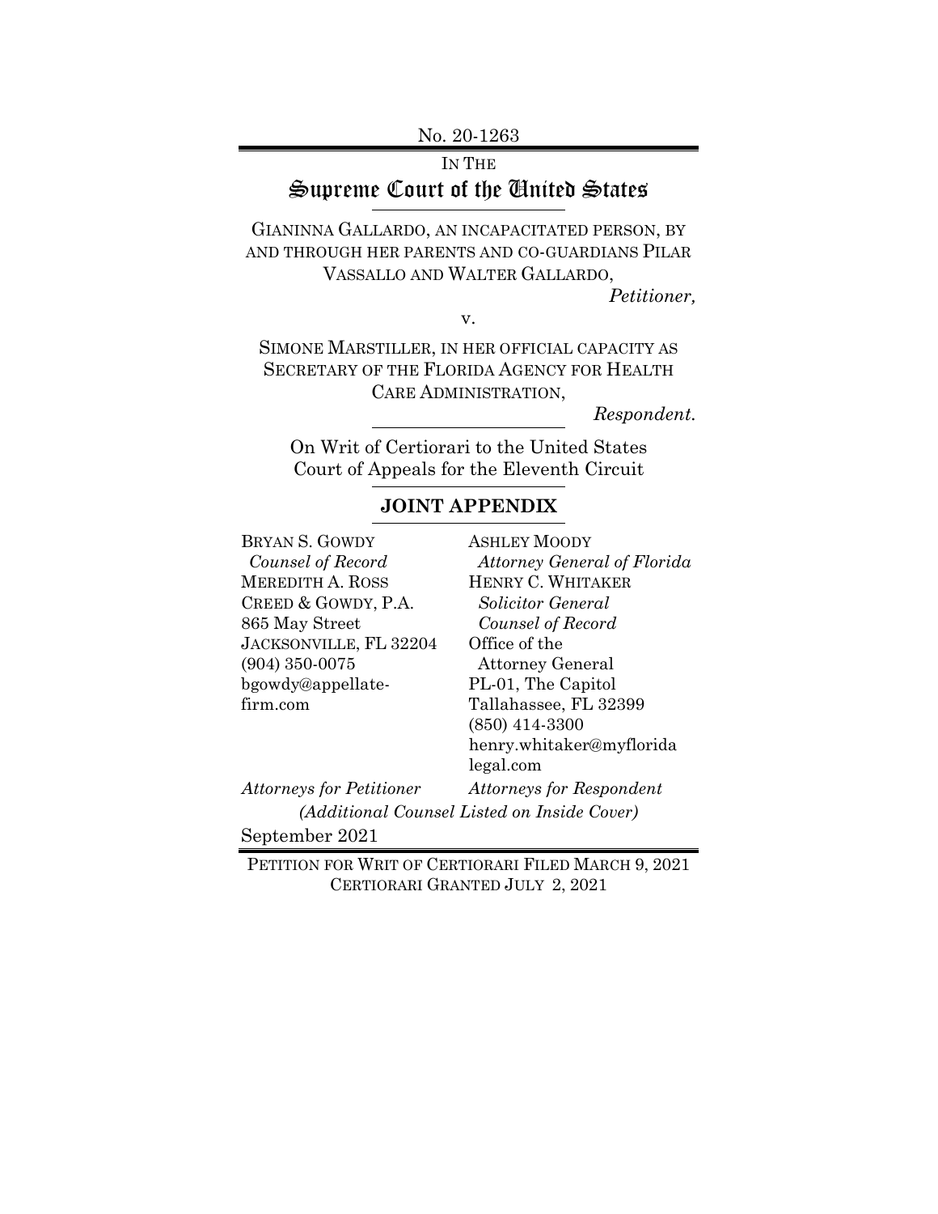No. 20-1263

IN THE

# Supreme Court of the United States

GIANINNA GALLARDO, AN INCAPACITATED PERSON, BY AND THROUGH HER PARENTS AND CO-GUARDIANS PILAR VASSALLO AND WALTER GALLARDO,

*Petitioner,*

v.

SIMONE MARSTILLER, IN HER OFFICIAL CAPACITY AS SECRETARY OF THE FLORIDA AGENCY FOR HEALTH CARE ADMINISTRATION,

*Respondent.*

On Writ of Certiorari to the United States Court of Appeals for the Eleventh Circuit

## JOINT APPENDIX

BRYAN S. GOWDY
*Counsel of Record*
MEREDITH A. ROSS
CREED & GOWDY, P.A.
865 May Street
JACKSONVILLE, FL 32204
(904) 350-0075
bgowdy@appellate-firm.com

*Attorneys for Petitioner*

ASHLEY MOODY
*Attorney General of Florida*
HENRY C. WHITAKER
*Solicitor General*
*Counsel of Record*
Office of the Attorney General
PL-01, The Capitol
Tallahassee, FL 32399
(850) 414-3300
henry.whitaker@myfloridalegal.com

*Attorneys for Respondent*

*(Additional Counsel Listed on Inside Cover)*

September 2021

PETITION FOR WRIT OF CERTIORARI FILED MARCH 9, 2021
CERTIORARI GRANTED JULY 2, 2021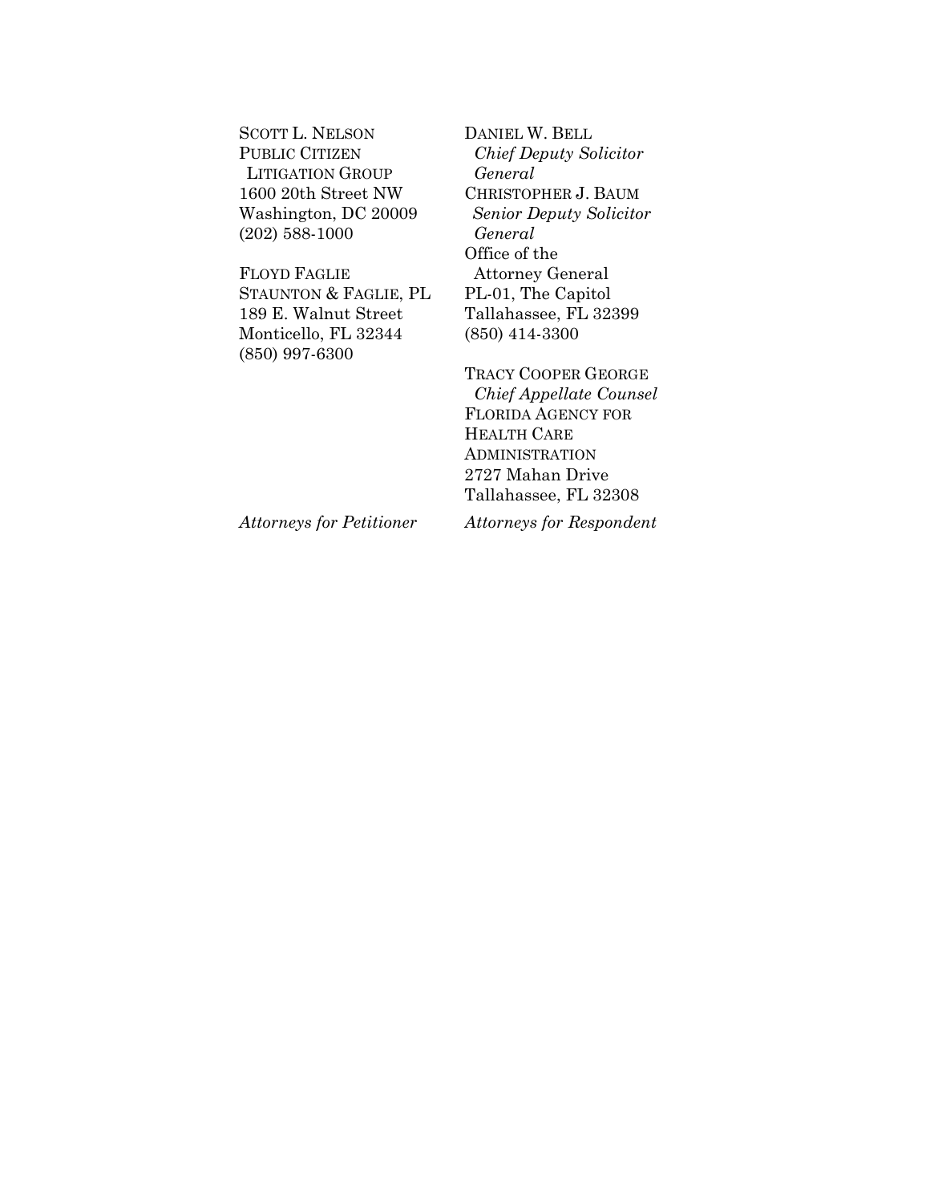SCOTT L. NELSON
PUBLIC CITIZEN
LITIGATION GROUP
1600 20th Street NW
Washington, DC 20009
(202) 588-1000

FLOYD FAGLIE
STAUNTON & FAGLIE, PL
189 E. Walnut Street
Monticello, FL 32344
(850) 997-6300

*Attorneys for Petitioner*

DANIEL W. BELL
*Chief Deputy Solicitor General*
CHRISTOPHER J. BAUM
*Senior Deputy Solicitor General*
Office of the
Attorney General
PL-01, The Capitol
Tallahassee, FL 32399
(850) 414-3300

TRACY COOPER GEORGE
*Chief Appellate Counsel*
FLORIDA AGENCY FOR
HEALTH CARE
ADMINISTRATION
2727 Mahan Drive
Tallahassee, FL 32308

*Attorneys for Respondent*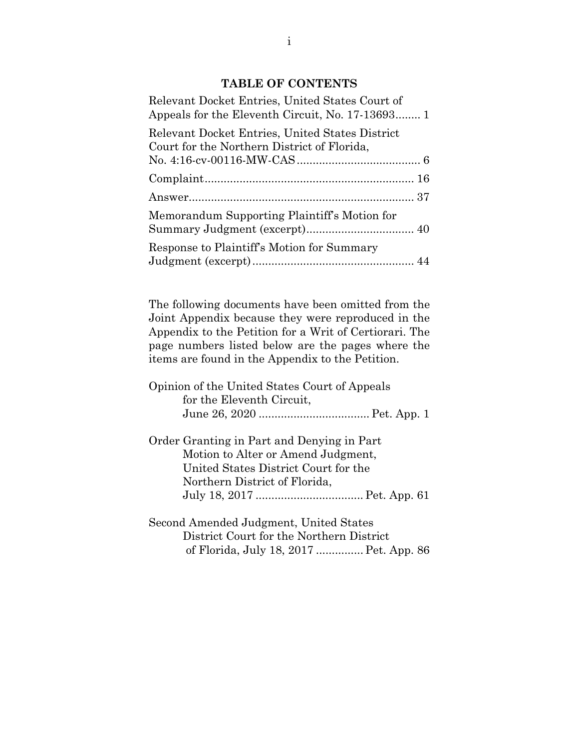## TABLE OF CONTENTS

Relevant Docket Entries, United States Court of Appeals for the Eleventh Circuit, No. 17-13693........ 1

Relevant Docket Entries, United States District Court for the Northern District of Florida, No. 4:16-cv-00116-MW-CAS....................................... 6

Complaint.................................................................. 16

Answer....................................................................... 37

Memorandum Supporting Plaintiff's Motion for Summary Judgment (excerpt).................................. 40

Response to Plaintiff's Motion for Summary Judgment (excerpt).................................................. 44

The following documents have been omitted from the Joint Appendix because they were reproduced in the Appendix to the Petition for a Writ of Certiorari. The page numbers listed below are the pages where the items are found in the Appendix to the Petition.

Opinion of the United States Court of Appeals for the Eleventh Circuit, June 26, 2020 ................................... Pet. App. 1

Order Granting in Part and Denying in Part Motion to Alter or Amend Judgment, United States District Court for the Northern District of Florida, July 18, 2017 .................................. Pet. App. 61

Second Amended Judgment, United States District Court for the Northern District of Florida, July 18, 2017 ............... Pet. App. 86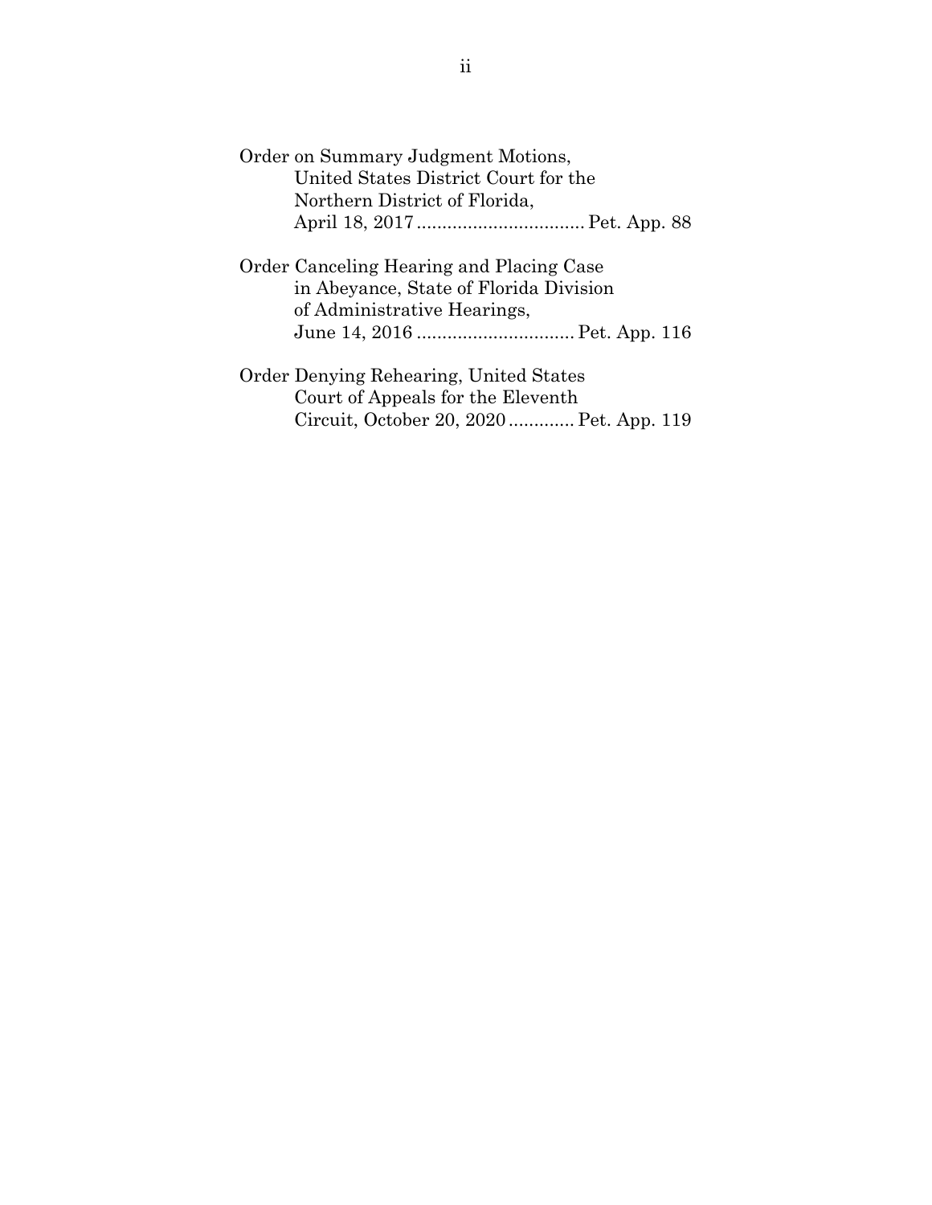Order on Summary Judgment Motions, United States District Court for the Northern District of Florida, April 18, 2017 ................................ Pet. App. 88

Order Canceling Hearing and Placing Case in Abeyance, State of Florida Division of Administrative Hearings, June 14, 2016 ............................... Pet. App. 116

Order Denying Rehearing, United States Court of Appeals for the Eleventh Circuit, October 20, 2020 ............ Pet. App. 119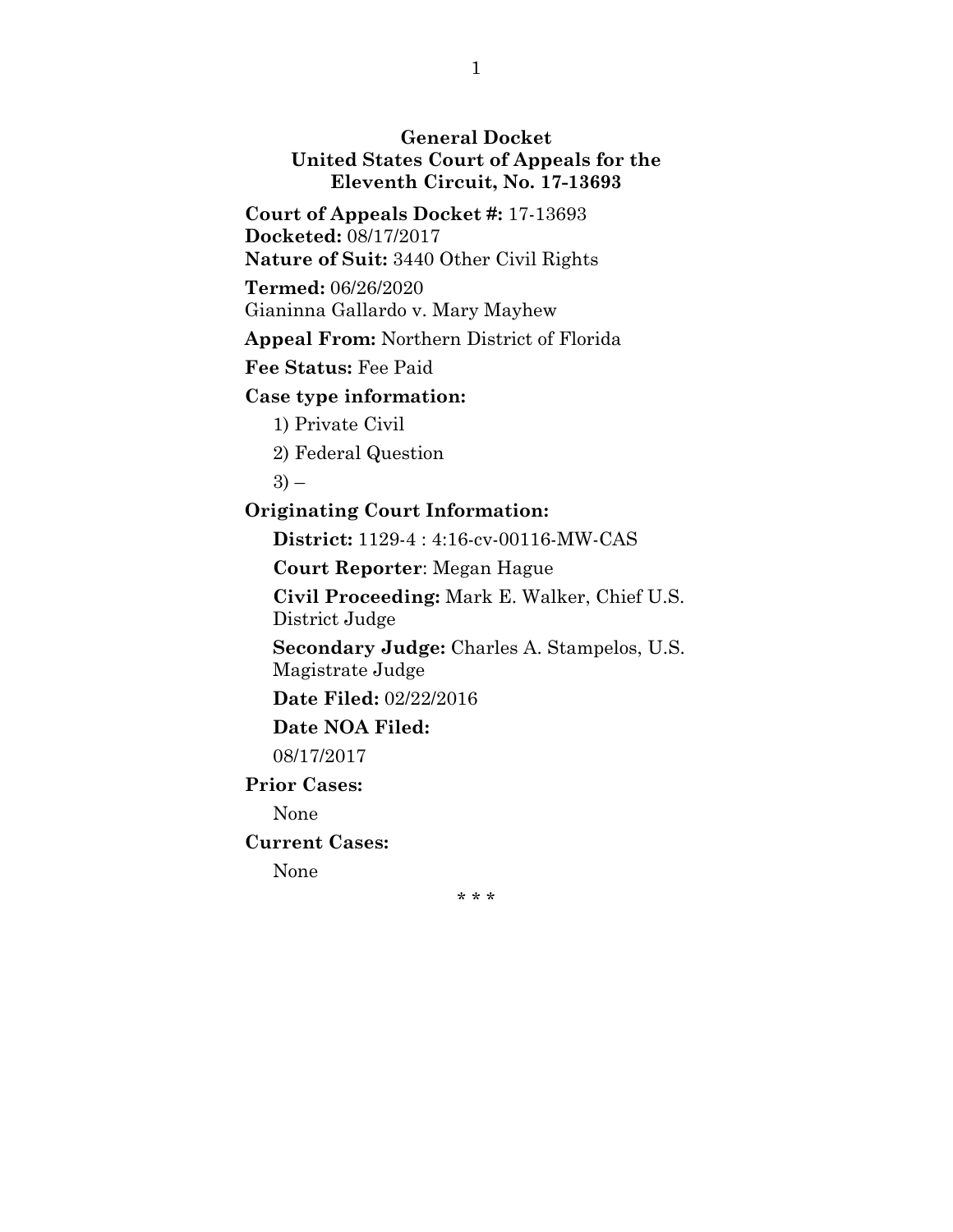**General Docket**
**United States Court of Appeals for the Eleventh Circuit, No. 17-13693**

**Court of Appeals Docket #:** 17-13693
**Docketed:** 08/17/2017
**Nature of Suit:** 3440 Other Civil Rights

**Termed:** 06/26/2020
Gianinna Gallardo v. Mary Mayhew

**Appeal From:** Northern District of Florida

**Fee Status:** Fee Paid

**Case type information:**

1) Private Civil

2) Federal Question

3) –

**Originating Court Information:**

**District:** 1129-4 : 4:16-cv-00116-MW-CAS

**Court Reporter**: Megan Hague

**Civil Proceeding:** Mark E. Walker, Chief U.S. District Judge

**Secondary Judge:** Charles A. Stampelos, U.S. Magistrate Judge

**Date Filed:** 02/22/2016

**Date NOA Filed:**

08/17/2017

**Prior Cases:**

None

**Current Cases:**

None

\* \* \*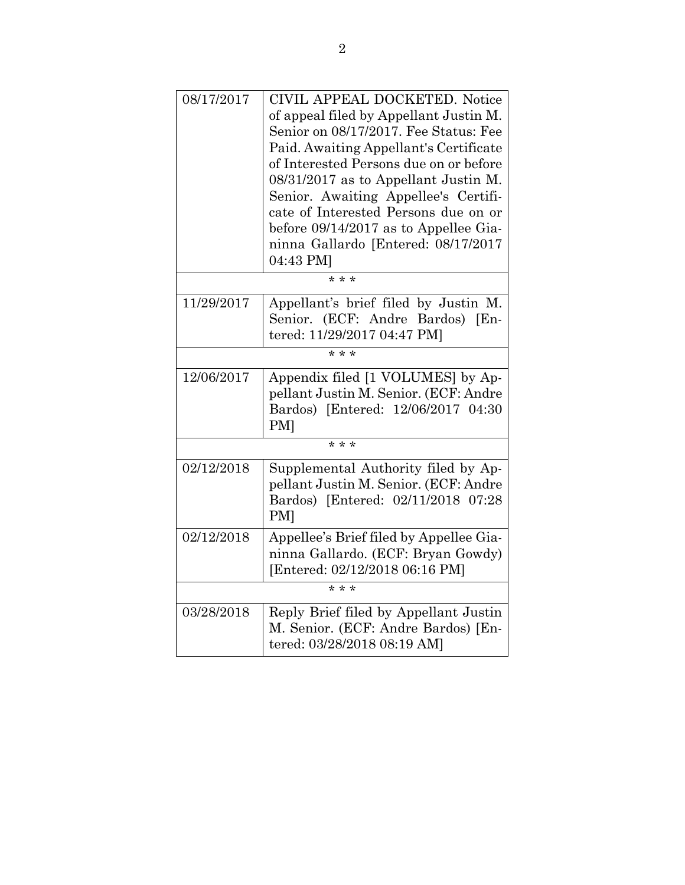| | |
|---|---|
| 08/17/2017 | CIVIL APPEAL DOCKETED. Notice of appeal filed by Appellant Justin M. Senior on 08/17/2017. Fee Status: Fee Paid. Awaiting Appellant's Certificate of Interested Persons due on or before 08/31/2017 as to Appellant Justin M. Senior. Awaiting Appellee's Certificate of Interested Persons due on or before 09/14/2017 as to Appellee Gianinna Gallardo [Entered: 08/17/2017 04:43 PM] |
| * * * | |
| 11/29/2017 | Appellant's brief filed by Justin M. Senior. (ECF: Andre Bardos) [Entered: 11/29/2017 04:47 PM] |
| * * * | |
| 12/06/2017 | Appendix filed [1 VOLUMES] by Appellant Justin M. Senior. (ECF: Andre Bardos) [Entered: 12/06/2017 04:30 PM] |
| * * * | |
| 02/12/2018 | Supplemental Authority filed by Appellant Justin M. Senior. (ECF: Andre Bardos) [Entered: 02/11/2018 07:28 PM] |
| 02/12/2018 | Appellee's Brief filed by Appellee Gianinna Gallardo. (ECF: Bryan Gowdy) [Entered: 02/12/2018 06:16 PM] |
| * * * | |
| 03/28/2018 | Reply Brief filed by Appellant Justin M. Senior. (ECF: Andre Bardos) [Entered: 03/28/2018 08:19 AM] |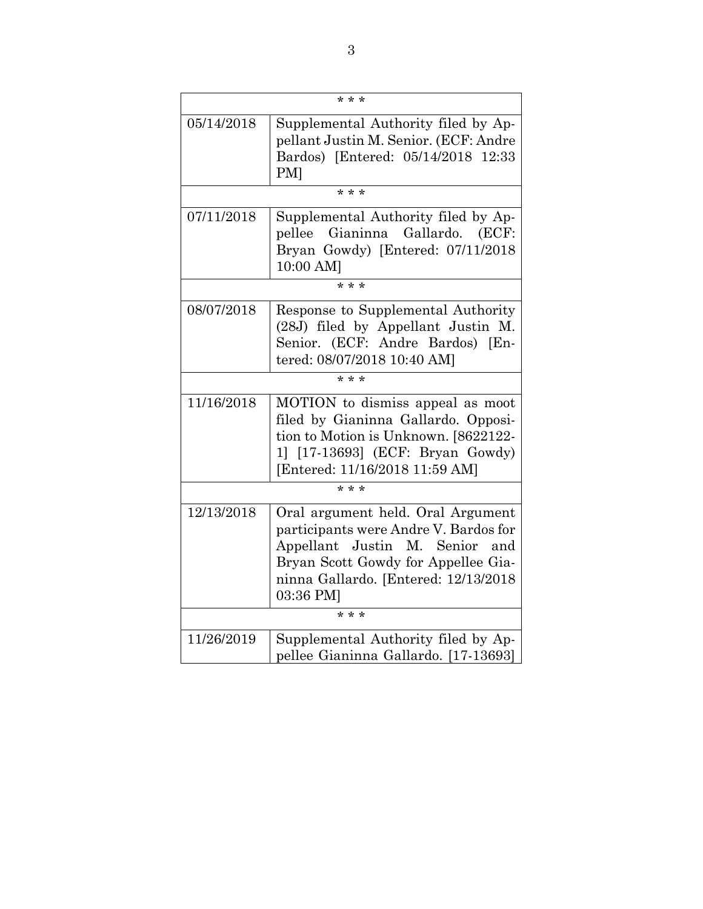| * * * | |
|---|---|
| 05/14/2018 | Supplemental Authority filed by Appellant Justin M. Senior. (ECF: Andre Bardos) [Entered: 05/14/2018 12:33 PM] |
| * * * | |
| 07/11/2018 | Supplemental Authority filed by Appellee Gianinna Gallardo. (ECF: Bryan Gowdy) [Entered: 07/11/2018 10:00 AM] |
| * * * | |
| 08/07/2018 | Response to Supplemental Authority (28J) filed by Appellant Justin M. Senior. (ECF: Andre Bardos) [Entered: 08/07/2018 10:40 AM] |
| * * * | |
| 11/16/2018 | MOTION to dismiss appeal as moot filed by Gianinna Gallardo. Opposition to Motion is Unknown. [8622122-1] [17-13693] (ECF: Bryan Gowdy) [Entered: 11/16/2018 11:59 AM] |
| * * * | |
| 12/13/2018 | Oral argument held. Oral Argument participants were Andre V. Bardos for Appellant Justin M. Senior and Bryan Scott Gowdy for Appellee Gianinna Gallardo. [Entered: 12/13/2018 03:36 PM] |
| * * * | |
| 11/26/2019 | Supplemental Authority filed by Appellee Gianinna Gallardo. [17-13693] |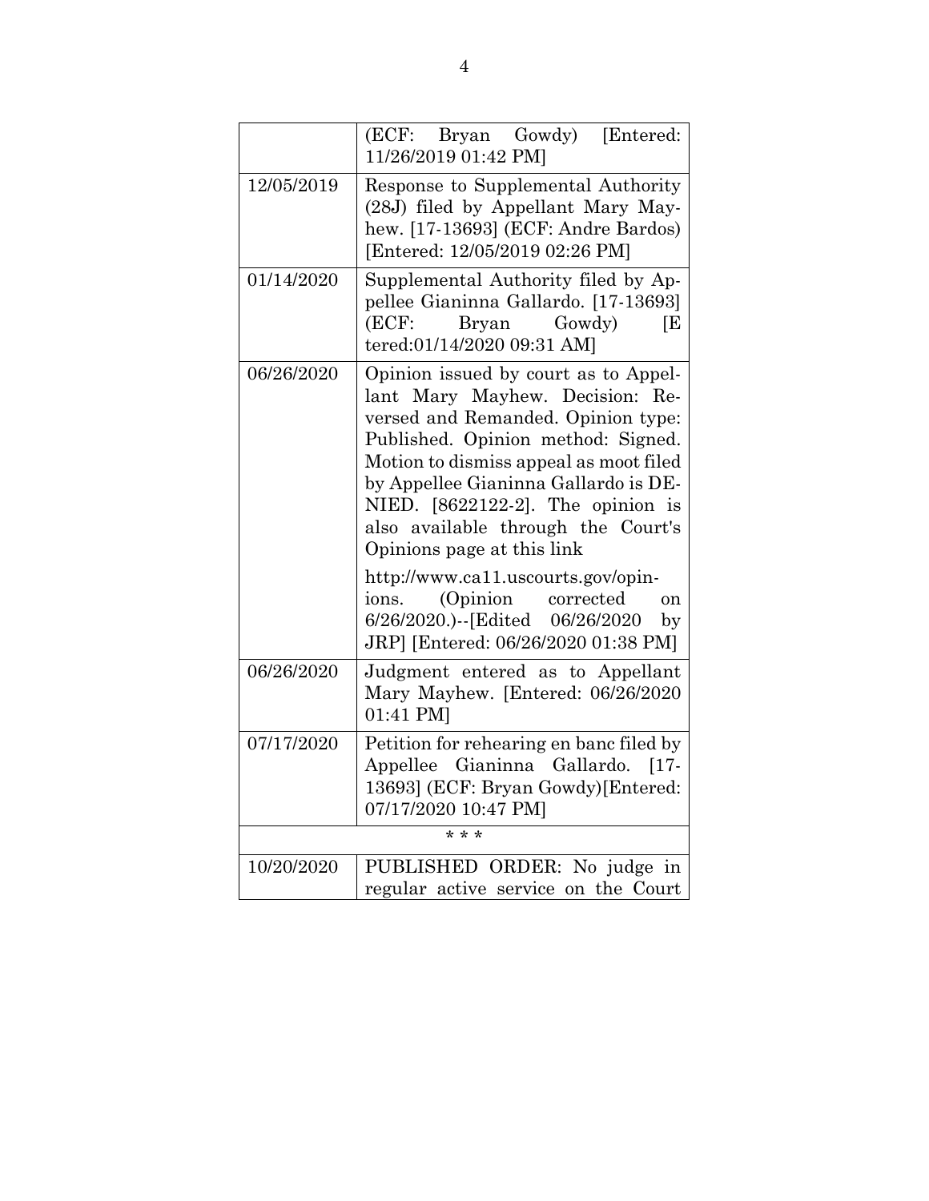| | |
|---|---|
| | (ECF: Bryan Gowdy) [Entered: 11/26/2019 01:42 PM] |
| 12/05/2019 | Response to Supplemental Authority (28J) filed by Appellant Mary Mayhew. [17-13693] (ECF: Andre Bardos) [Entered: 12/05/2019 02:26 PM] |
| 01/14/2020 | Supplemental Authority filed by Appellee Gianinna Gallardo. [17-13693] (ECF: Bryan Gowdy) [E tered:01/14/2020 09:31 AM] |
| 06/26/2020 | Opinion issued by court as to Appellant Mary Mayhew. Decision: Reversed and Remanded. Opinion type: Published. Opinion method: Signed. Motion to dismiss appeal as moot filed by Appellee Gianinna Gallardo is DENIED. [8622122-2]. The opinion is also available through the Court's Opinions page at this link http://www.ca11.uscourts.gov/opinions. (Opinion corrected on 6/26/2020.)--[Edited 06/26/2020 by JRP] [Entered: 06/26/2020 01:38 PM] |
| 06/26/2020 | Judgment entered as to Appellant Mary Mayhew. [Entered: 06/26/2020 01:41 PM] |
| 07/17/2020 | Petition for rehearing en banc filed by Appellee Gianinna Gallardo. [17-13693] (ECF: Bryan Gowdy)[Entered: 07/17/2020 10:47 PM] |
| * * * | |
| 10/20/2020 | PUBLISHED ORDER: No judge in regular active service on the Court |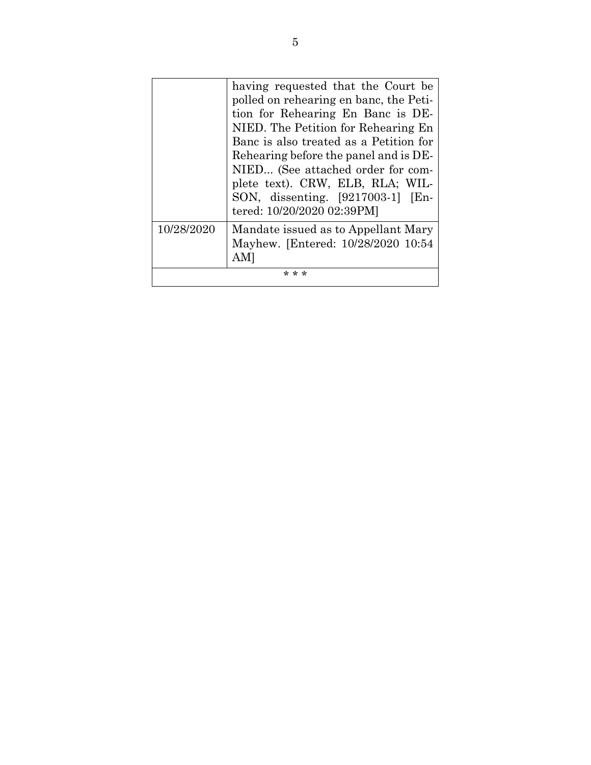| | |
|---|---|
| | having requested that the Court be polled on rehearing en banc, the Petition for Rehearing En Banc is DENIED. The Petition for Rehearing En Banc is also treated as a Petition for Rehearing before the panel and is DENIED... (See attached order for complete text). CRW, ELB, RLA; WILSON, dissenting. [9217003-1] [Entered: 10/20/2020 02:39PM] |
| 10/28/2020 | Mandate issued as to Appellant Mary Mayhew. [Entered: 10/28/2020 10:54 AM] |
| * * * | |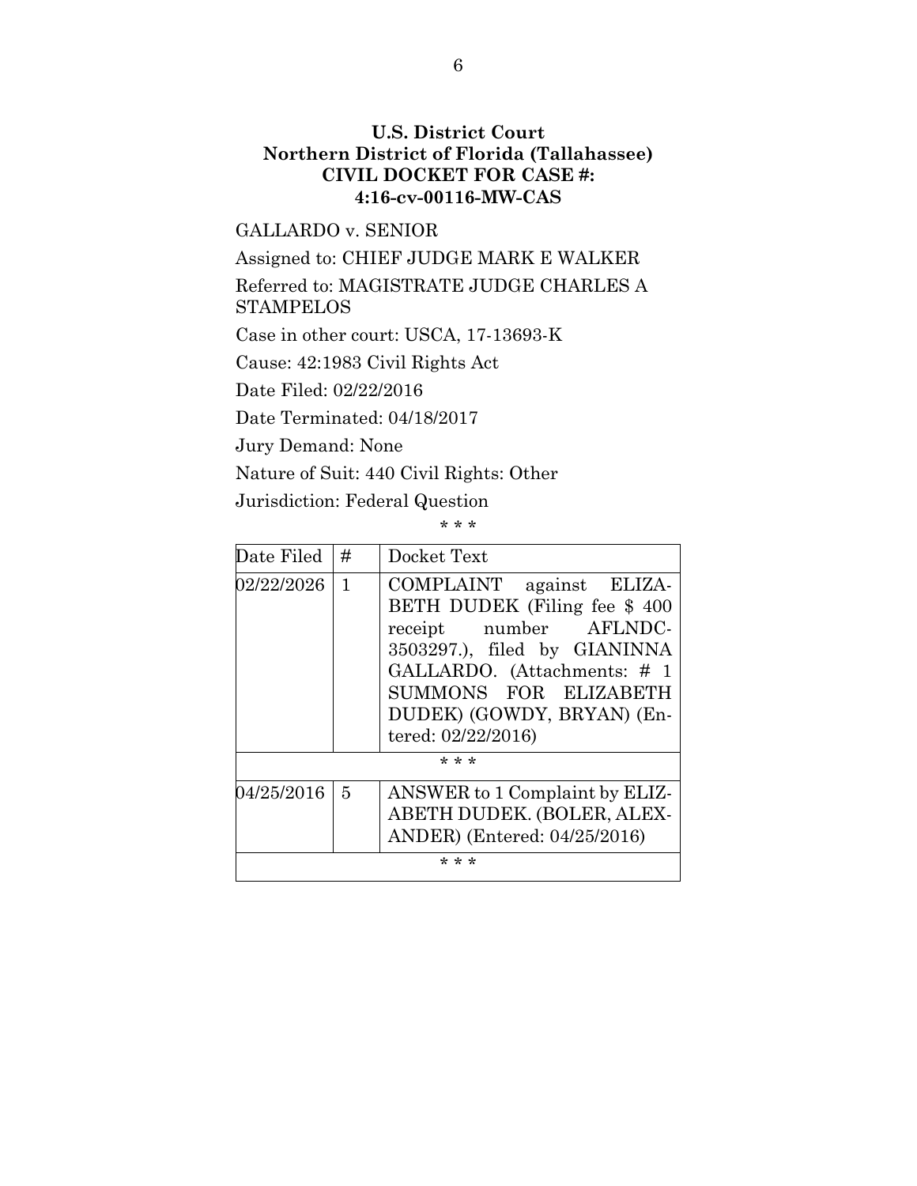**U.S. District Court**
**Northern District of Florida (Tallahassee)**
**CIVIL DOCKET FOR CASE #:**
**4:16-cv-00116-MW-CAS**

GALLARDO v. SENIOR

Assigned to: CHIEF JUDGE MARK E WALKER

Referred to: MAGISTRATE JUDGE CHARLES A STAMPELOS

Case in other court: USCA, 17-13693-K

Cause: 42:1983 Civil Rights Act

Date Filed: 02/22/2016

Date Terminated: 04/18/2017

Jury Demand: None

Nature of Suit: 440 Civil Rights: Other

Jurisdiction: Federal Question

\* \* \*

| Date Filed | # | Docket Text |
|---|---|---|
| 02/22/2026 | 1 | COMPLAINT against ELIZABETH DUDEK (Filing fee $ 400 receipt number AFLNDC-3503297.), filed by GIANINNA GALLARDO. (Attachments: # 1 SUMMONS FOR ELIZABETH DUDEK) (GOWDY, BRYAN) (Entered: 02/22/2016) |
| | | \* \* \* |
| 04/25/2016 | 5 | ANSWER to 1 Complaint by ELIZABETH DUDEK. (BOLER, ALEXANDER) (Entered: 04/25/2016) |
| | | \* \* \* |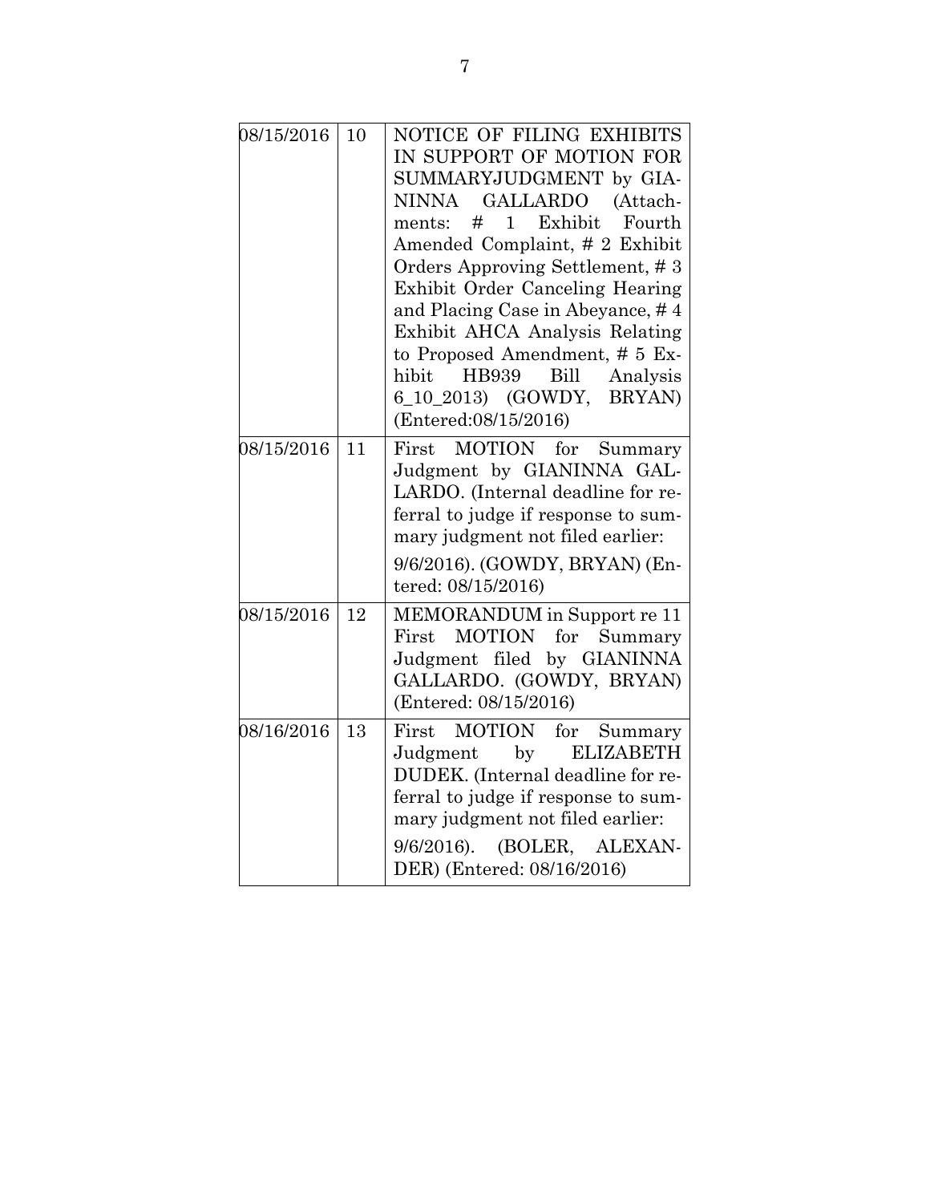| | | |
|---|---|---|
| 08/15/2016 | 10 | NOTICE OF FILING EXHIBITS IN SUPPORT OF MOTION FOR SUMMARYJUDGMENT by GIANINNA GALLARDO (Attachments: # 1 Exhibit Fourth Amended Complaint, # 2 Exhibit Orders Approving Settlement, # 3 Exhibit Order Canceling Hearing and Placing Case in Abeyance, # 4 Exhibit AHCA Analysis Relating to Proposed Amendment, # 5 Exhibit HB939 Bill Analysis 6_10_2013) (GOWDY, BRYAN) (Entered:08/15/2016) |
| 08/15/2016 | 11 | First MOTION for Summary Judgment by GIANINNA GALLARDO. (Internal deadline for referral to judge if response to summary judgment not filed earlier: 9/6/2016). (GOWDY, BRYAN) (Entered: 08/15/2016) |
| 08/15/2016 | 12 | MEMORANDUM in Support re 11 First MOTION for Summary Judgment filed by GIANINNA GALLARDO. (GOWDY, BRYAN) (Entered: 08/15/2016) |
| 08/16/2016 | 13 | First MOTION for Summary Judgment by ELIZABETH DUDEK. (Internal deadline for referral to judge if response to summary judgment not filed earlier: 9/6/2016). (BOLER, ALEXANDER) (Entered: 08/16/2016) |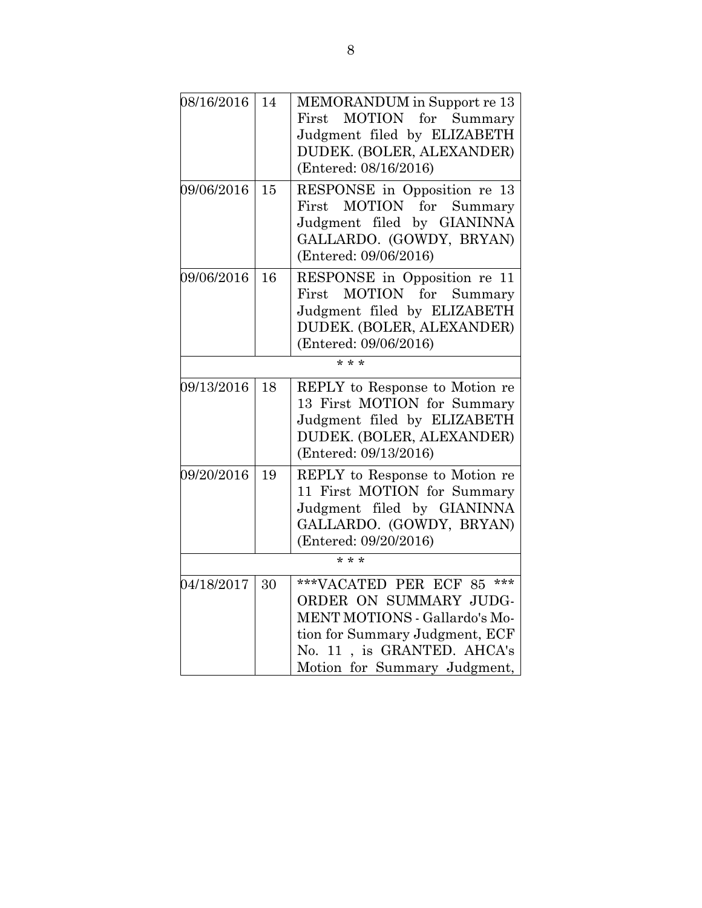| | | |
|---|---|---|
| 08/16/2016 | 14 | MEMORANDUM in Support re 13 First MOTION for Summary Judgment filed by ELIZABETH DUDEK. (BOLER, ALEXANDER) (Entered: 08/16/2016) |
| 09/06/2016 | 15 | RESPONSE in Opposition re 13 First MOTION for Summary Judgment filed by GIANINNA GALLARDO. (GOWDY, BRYAN) (Entered: 09/06/2016) |
| 09/06/2016 | 16 | RESPONSE in Opposition re 11 First MOTION for Summary Judgment filed by ELIZABETH DUDEK. (BOLER, ALEXANDER) (Entered: 09/06/2016) |
| | | * * * |
| 09/13/2016 | 18 | REPLY to Response to Motion re 13 First MOTION for Summary Judgment filed by ELIZABETH DUDEK. (BOLER, ALEXANDER) (Entered: 09/13/2016) |
| 09/20/2016 | 19 | REPLY to Response to Motion re 11 First MOTION for Summary Judgment filed by GIANINNA GALLARDO. (GOWDY, BRYAN) (Entered: 09/20/2016) |
| | | * * * |
| 04/18/2017 | 30 | ***VACATED PER ECF 85 *** ORDER ON SUMMARY JUDGMENT MOTIONS - Gallardo's Motion for Summary Judgment, ECF No. 11 , is GRANTED. AHCA's Motion for Summary Judgment, |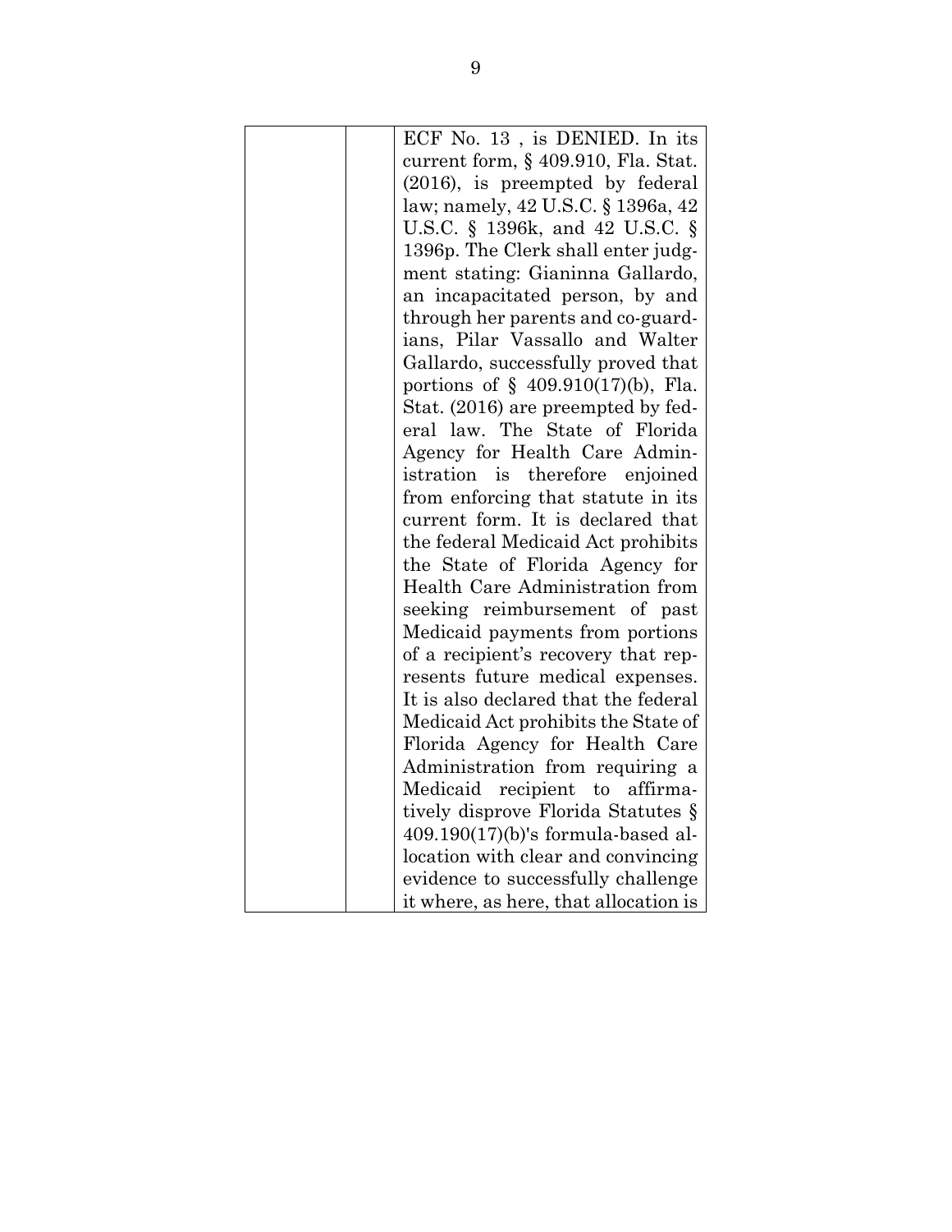| | | ECF No. 13 , is DENIED. In its current form, § 409.910, Fla. Stat. (2016), is preempted by federal law; namely, 42 U.S.C. § 1396a, 42 U.S.C. § 1396k, and 42 U.S.C. § 1396p. The Clerk shall enter judgment stating: Gianinna Gallardo, an incapacitated person, by and through her parents and co-guardians, Pilar Vassallo and Walter Gallardo, successfully proved that portions of § 409.910(17)(b), Fla. Stat. (2016) are preempted by federal law. The State of Florida Agency for Health Care Administration is therefore enjoined from enforcing that statute in its current form. It is declared that the federal Medicaid Act prohibits the State of Florida Agency for Health Care Administration from seeking reimbursement of past Medicaid payments from portions of a recipient's recovery that represents future medical expenses. It is also declared that the federal Medicaid Act prohibits the State of Florida Agency for Health Care Administration from requiring a Medicaid recipient to affirmatively disprove Florida Statutes § 409.190(17)(b)'s formula-based allocation with clear and convincing evidence to successfully challenge it where, as here, that allocation is |
|---|---|---|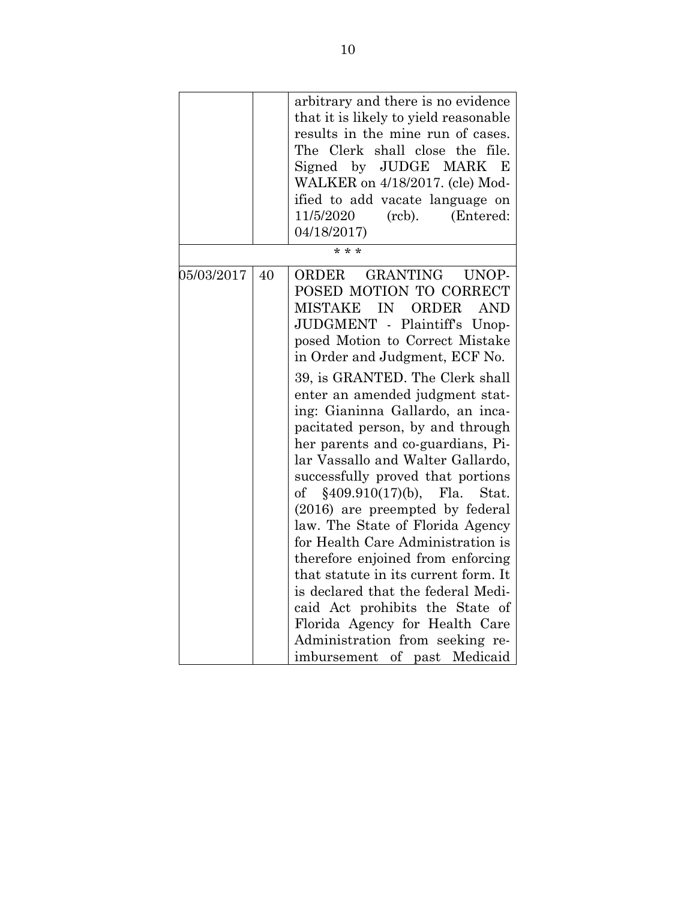| | | |
|---|---|---|
| | | arbitrary and there is no evidence that it is likely to yield reasonable results in the mine run of cases. The Clerk shall close the file. Signed by JUDGE MARK E WALKER on 4/18/2017. (cle) Modified to add vacate language on 11/5/2020 (rcb). (Entered: 04/18/2017) |
| | | * * * |
| 05/03/2017 | 40 | ORDER GRANTING UNOPPOSED MOTION TO CORRECT MISTAKE IN ORDER AND JUDGMENT - Plaintiff's Unopposed Motion to Correct Mistake in Order and Judgment, ECF No. 39, is GRANTED. The Clerk shall enter an amended judgment stating: Gianinna Gallardo, an incapacitated person, by and through her parents and co-guardians, Pilar Vassallo and Walter Gallardo, successfully proved that portions of §409.910(17)(b), Fla. Stat. (2016) are preempted by federal law. The State of Florida Agency for Health Care Administration is therefore enjoined from enforcing that statute in its current form. It is declared that the federal Medicaid Act prohibits the State of Florida Agency for Health Care Administration from seeking reimbursement of past Medicaid |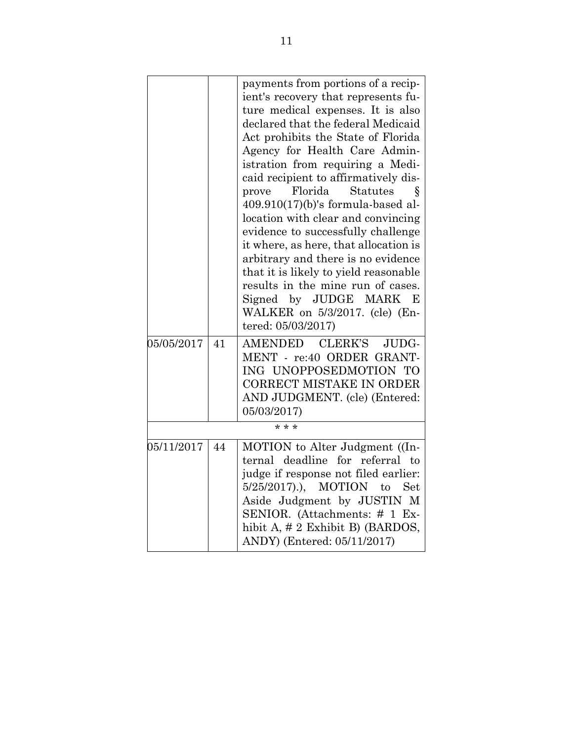| | | |
|---|---|---|
| | | payments from portions of a recipient's recovery that represents future medical expenses. It is also declared that the federal Medicaid Act prohibits the State of Florida Agency for Health Care Administration from requiring a Medicaid recipient to affirmatively disprove Florida Statutes § 409.910(17)(b)'s formula-based allocation with clear and convincing evidence to successfully challenge it where, as here, that allocation is arbitrary and there is no evidence that it is likely to yield reasonable results in the mine run of cases. Signed by JUDGE MARK E WALKER on 5/3/2017. (cle) (Entered: 05/03/2017) |
| 05/05/2017 | 41 | AMENDED CLERK'S JUDGMENT - re:40 ORDER GRANTING UNOPPOSEDMOTION TO CORRECT MISTAKE IN ORDER AND JUDGMENT. (cle) (Entered: 05/03/2017) |
| | | * * * |
| 05/11/2017 | 44 | MOTION to Alter Judgment ((Internal deadline for referral to judge if response not filed earlier: 5/25/2017).), MOTION to Set Aside Judgment by JUSTIN M SENIOR. (Attachments: # 1 Exhibit A, # 2 Exhibit B) (BARDOS, ANDY) (Entered: 05/11/2017) |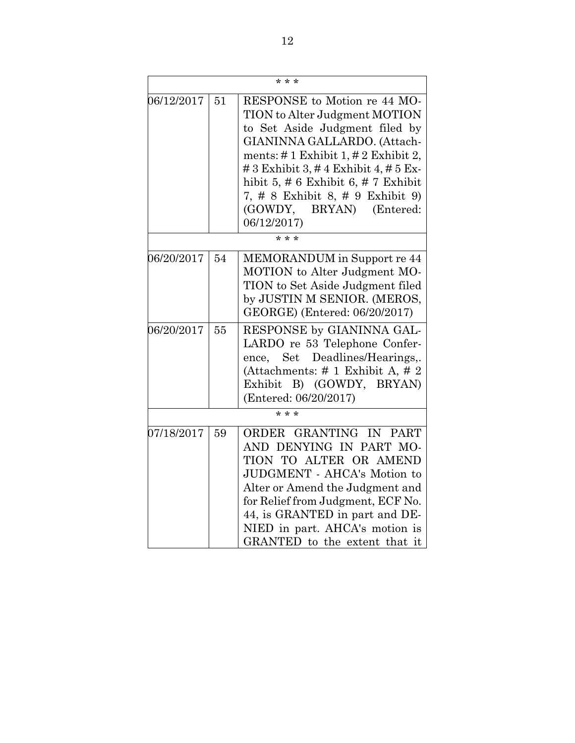| * * * | | |
|---|---|---|
| 06/12/2017 | 51 | RESPONSE to Motion re 44 MOTION to Alter Judgment MOTION to Set Aside Judgment filed by GIANINNA GALLARDO. (Attachments: # 1 Exhibit 1, # 2 Exhibit 2, # 3 Exhibit 3, # 4 Exhibit 4, # 5 Exhibit 5, # 6 Exhibit 6, # 7 Exhibit 7, # 8 Exhibit 8, # 9 Exhibit 9) (GOWDY, BRYAN) (Entered: 06/12/2017) |
| * * * | | |
| 06/20/2017 | 54 | MEMORANDUM in Support re 44 MOTION to Alter Judgment MOTION to Set Aside Judgment filed by JUSTIN M SENIOR. (MEROS, GEORGE) (Entered: 06/20/2017) |
| 06/20/2017 | 55 | RESPONSE by GIANINNA GALLARDO re 53 Telephone Conference, Set Deadlines/Hearings,. (Attachments: # 1 Exhibit A, # 2 Exhibit B) (GOWDY, BRYAN) (Entered: 06/20/2017) |
| * * * | | |
| 07/18/2017 | 59 | ORDER GRANTING IN PART AND DENYING IN PART MOTION TO ALTER OR AMEND JUDGMENT - AHCA's Motion to Alter or Amend the Judgment and for Relief from Judgment, ECF No. 44, is GRANTED in part and DENIED in part. AHCA's motion is GRANTED to the extent that it |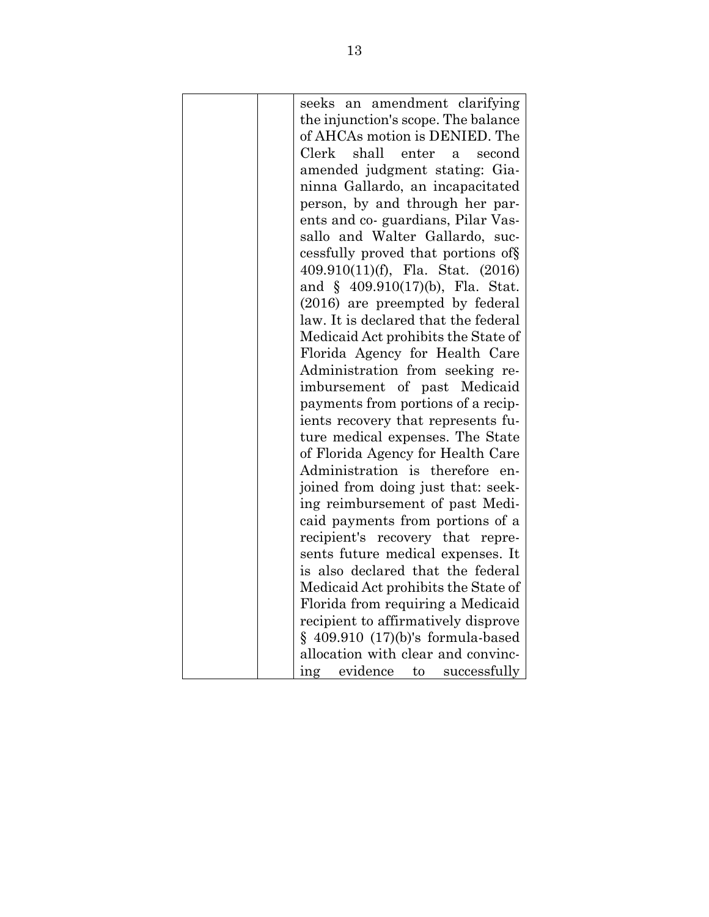|  |  | seeks an amendment clarifying the injunction's scope. The balance of AHCAs motion is DENIED. The Clerk shall enter a second amended judgment stating: Gianinna Gallardo, an incapacitated person, by and through her parents and co- guardians, Pilar Vassallo and Walter Gallardo, successfully proved that portions of§ 409.910(11)(f), Fla. Stat. (2016) and § 409.910(17)(b), Fla. Stat. (2016) are preempted by federal law. It is declared that the federal Medicaid Act prohibits the State of Florida Agency for Health Care Administration from seeking reimbursement of past Medicaid payments from portions of a recipients recovery that represents future medical expenses. The State of Florida Agency for Health Care Administration is therefore enjoined from doing just that: seeking reimbursement of past Medicaid payments from portions of a recipient's recovery that represents future medical expenses. It is also declared that the federal Medicaid Act prohibits the State of Florida from requiring a Medicaid recipient to affirmatively disprove § 409.910 (17)(b)'s formula-based allocation with clear and convincing evidence to successfully |
|---|---|---|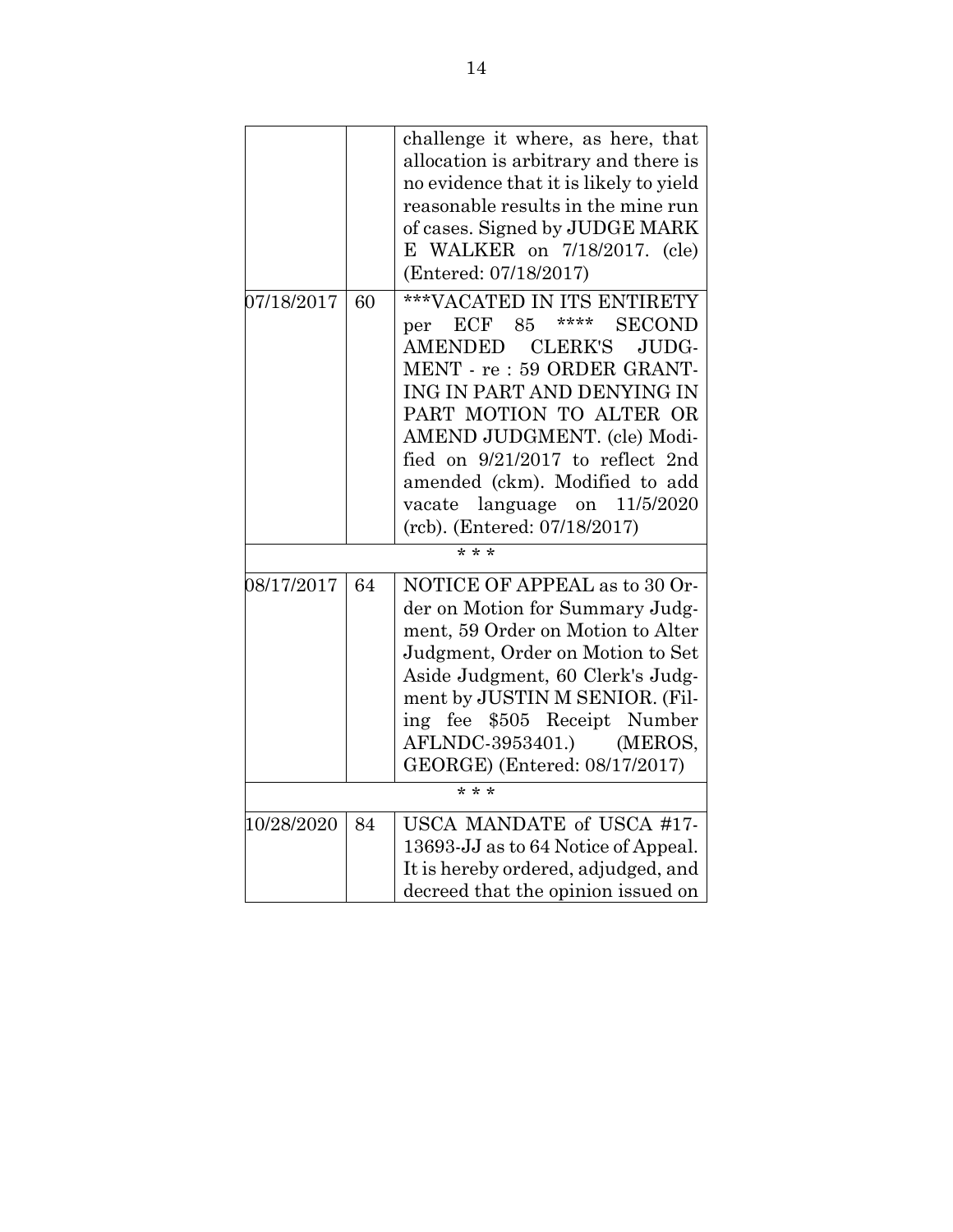|  |  |  |
|---|---|---|
|  |  | challenge it where, as here, that allocation is arbitrary and there is no evidence that it is likely to yield reasonable results in the mine run of cases. Signed by JUDGE MARK E WALKER on 7/18/2017. (cle) (Entered: 07/18/2017) |
| 07/18/2017 | 60 | ***VACATED IN ITS ENTIRETY per ECF 85 **** SECOND AMENDED CLERK'S JUDGMENT - re : 59 ORDER GRANTING IN PART AND DENYING IN PART MOTION TO ALTER OR AMEND JUDGMENT. (cle) Modified on 9/21/2017 to reflect 2nd amended (ckm). Modified to add vacate language on 11/5/2020 (rcb). (Entered: 07/18/2017) |
| * * * |  |  |
| 08/17/2017 | 64 | NOTICE OF APPEAL as to 30 Order on Motion for Summary Judgment, 59 Order on Motion to Alter Judgment, Order on Motion to Set Aside Judgment, 60 Clerk's Judgment by JUSTIN M SENIOR. (Filing fee $505 Receipt Number AFLNDC-3953401.) (MEROS, GEORGE) (Entered: 08/17/2017) |
| * * * |  |  |
| 10/28/2020 | 84 | USCA MANDATE of USCA #17-13693-JJ as to 64 Notice of Appeal. It is hereby ordered, adjudged, and decreed that the opinion issued on |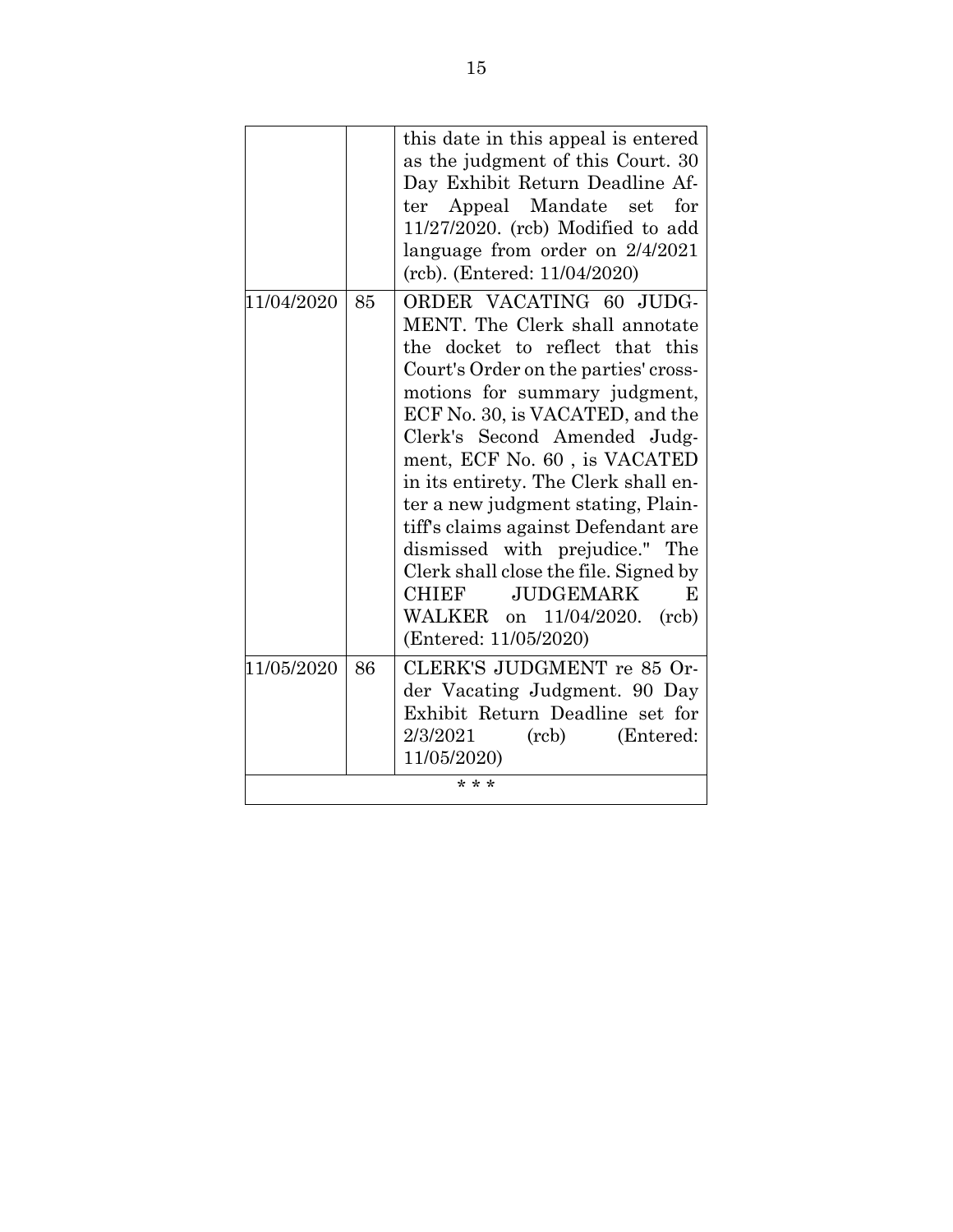| | | |
|---|---|---|
| | | this date in this appeal is entered as the judgment of this Court. 30 Day Exhibit Return Deadline After Appeal Mandate set for 11/27/2020. (rcb) Modified to add language from order on 2/4/2021 (rcb). (Entered: 11/04/2020) |
| 11/04/2020 | 85 | ORDER VACATING 60 JUDGMENT. The Clerk shall annotate the docket to reflect that this Court's Order on the parties' cross-motions for summary judgment, ECF No. 30, is VACATED, and the Clerk's Second Amended Judgment, ECF No. 60 , is VACATED in its entirety. The Clerk shall enter a new judgment stating, Plaintiff's claims against Defendant are dismissed with prejudice." The Clerk shall close the file. Signed by CHIEF JUDGEMARK E WALKER on 11/04/2020. (rcb) (Entered: 11/05/2020) |
| 11/05/2020 | 86 | CLERK'S JUDGMENT re 85 Order Vacating Judgment. 90 Day Exhibit Return Deadline set for 2/3/2021 (rcb) (Entered: 11/05/2020) |
| * * * | | |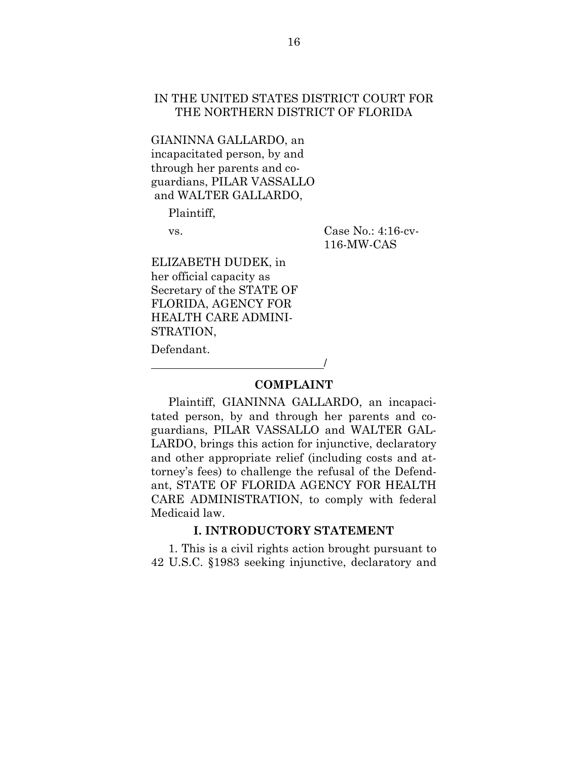IN THE UNITED STATES DISTRICT COURT FOR THE NORTHERN DISTRICT OF FLORIDA

GIANINNA GALLARDO, an incapacitated person, by and through her parents and co-guardians, PILAR VASSALLO and WALTER GALLARDO,

Plaintiff,

vs.

Case No.: 4:16-cv-116-MW-CAS

ELIZABETH DUDEK, in her official capacity as Secretary of the STATE OF FLORIDA, AGENCY FOR HEALTH CARE ADMINISTRATION,

Defendant.

______________________________/

**COMPLAINT**

Plaintiff, GIANINNA GALLARDO, an incapacitated person, by and through her parents and co-guardians, PILAR VASSALLO and WALTER GALLARDO, brings this action for injunctive, declaratory and other appropriate relief (including costs and attorney's fees) to challenge the refusal of the Defendant, STATE OF FLORIDA AGENCY FOR HEALTH CARE ADMINISTRATION, to comply with federal Medicaid law.

**I. INTRODUCTORY STATEMENT**

1. This is a civil rights action brought pursuant to 42 U.S.C. §1983 seeking injunctive, declaratory and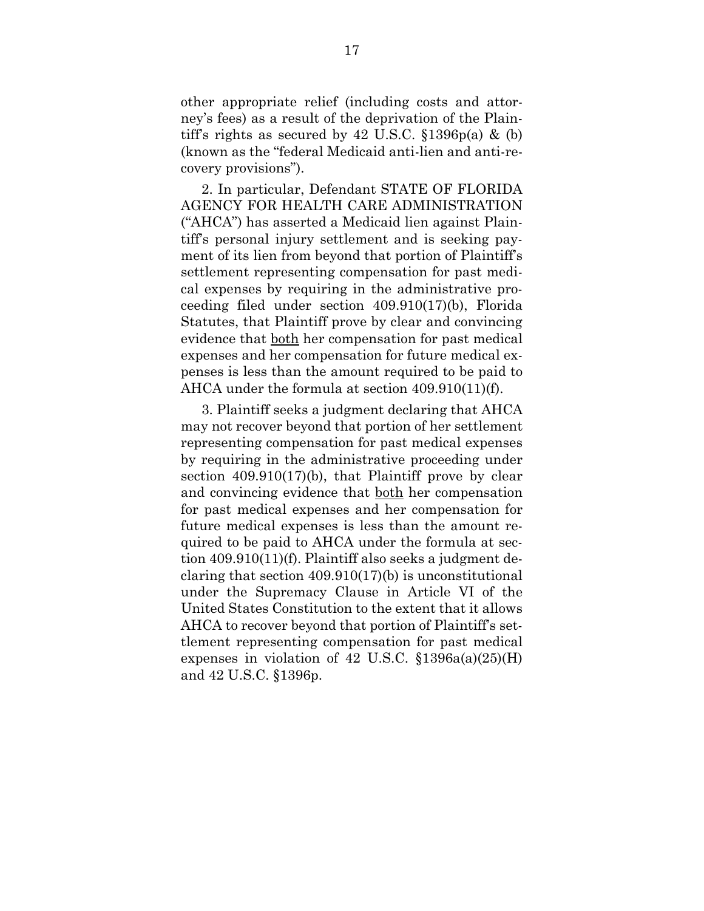other appropriate relief (including costs and attorney's fees) as a result of the deprivation of the Plaintiff's rights as secured by 42 U.S.C. §1396p(a) & (b) (known as the "federal Medicaid anti-lien and anti-recovery provisions").

2. In particular, Defendant STATE OF FLORIDA AGENCY FOR HEALTH CARE ADMINISTRATION ("AHCA") has asserted a Medicaid lien against Plaintiff's personal injury settlement and is seeking payment of its lien from beyond that portion of Plaintiff's settlement representing compensation for past medical expenses by requiring in the administrative proceeding filed under section 409.910(17)(b), Florida Statutes, that Plaintiff prove by clear and convincing evidence that <u>both</u> her compensation for past medical expenses and her compensation for future medical expenses is less than the amount required to be paid to AHCA under the formula at section 409.910(11)(f).

3. Plaintiff seeks a judgment declaring that AHCA may not recover beyond that portion of her settlement representing compensation for past medical expenses by requiring in the administrative proceeding under section 409.910(17)(b), that Plaintiff prove by clear and convincing evidence that <u>both</u> her compensation for past medical expenses and her compensation for future medical expenses is less than the amount required to be paid to AHCA under the formula at section 409.910(11)(f). Plaintiff also seeks a judgment declaring that section 409.910(17)(b) is unconstitutional under the Supremacy Clause in Article VI of the United States Constitution to the extent that it allows AHCA to recover beyond that portion of Plaintiff's settlement representing compensation for past medical expenses in violation of 42 U.S.C. §1396a(a)(25)(H) and 42 U.S.C. §1396p.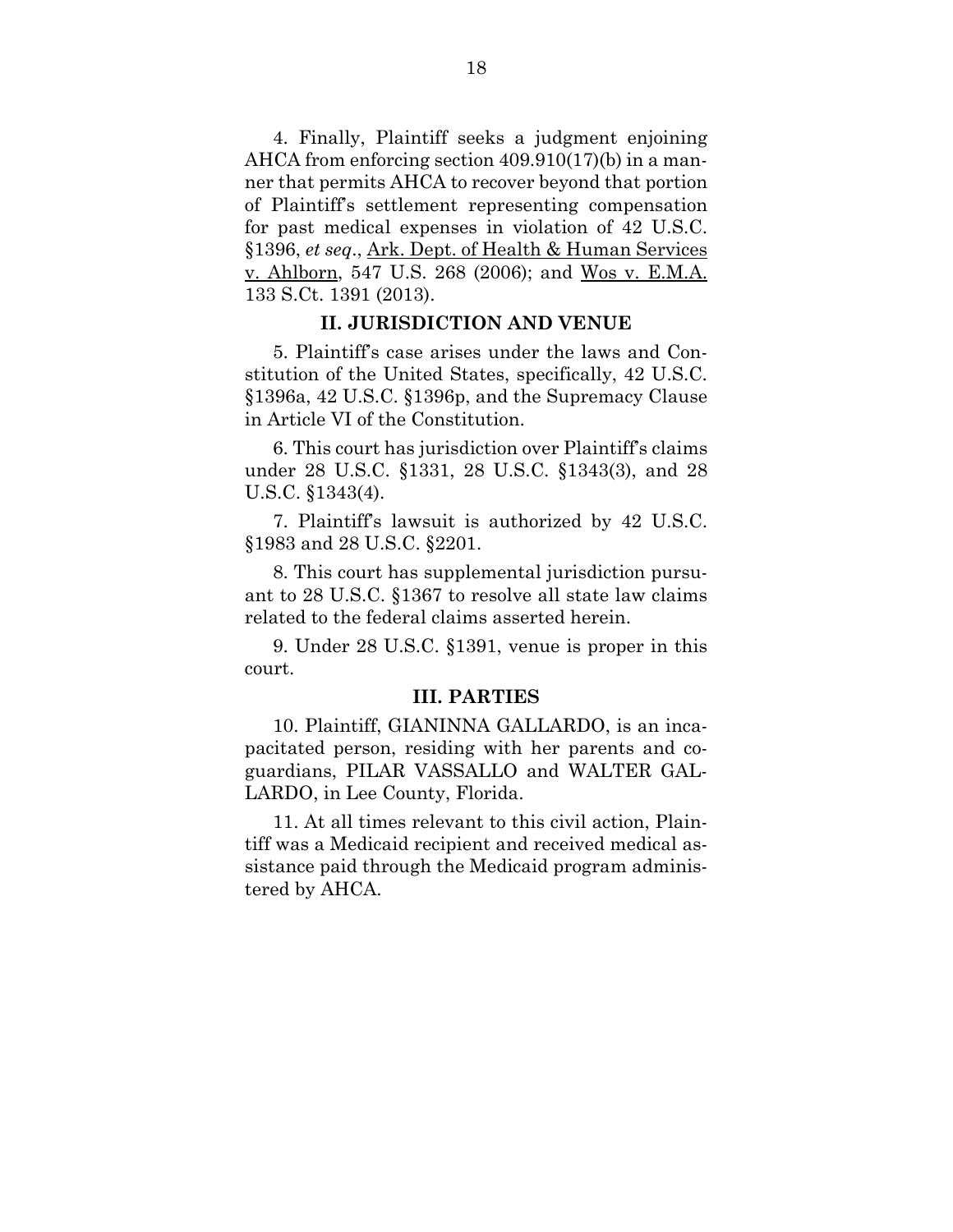4. Finally, Plaintiff seeks a judgment enjoining AHCA from enforcing section 409.910(17)(b) in a manner that permits AHCA to recover beyond that portion of Plaintiff's settlement representing compensation for past medical expenses in violation of 42 U.S.C. §1396, *et seq*., Ark. Dept. of Health & Human Services v. Ahlborn, 547 U.S. 268 (2006); and Wos v. E.M.A. 133 S.Ct. 1391 (2013).

## II. JURISDICTION AND VENUE

5. Plaintiff's case arises under the laws and Constitution of the United States, specifically, 42 U.S.C. §1396a, 42 U.S.C. §1396p, and the Supremacy Clause in Article VI of the Constitution.

6. This court has jurisdiction over Plaintiff's claims under 28 U.S.C. §1331, 28 U.S.C. §1343(3), and 28 U.S.C. §1343(4).

7. Plaintiff's lawsuit is authorized by 42 U.S.C. §1983 and 28 U.S.C. §2201.

8. This court has supplemental jurisdiction pursuant to 28 U.S.C. §1367 to resolve all state law claims related to the federal claims asserted herein.

9. Under 28 U.S.C. §1391, venue is proper in this court.

## III. PARTIES

10. Plaintiff, GIANINNA GALLARDO, is an incapacitated person, residing with her parents and co-guardians, PILAR VASSALLO and WALTER GALLARDO, in Lee County, Florida.

11. At all times relevant to this civil action, Plaintiff was a Medicaid recipient and received medical assistance paid through the Medicaid program administered by AHCA.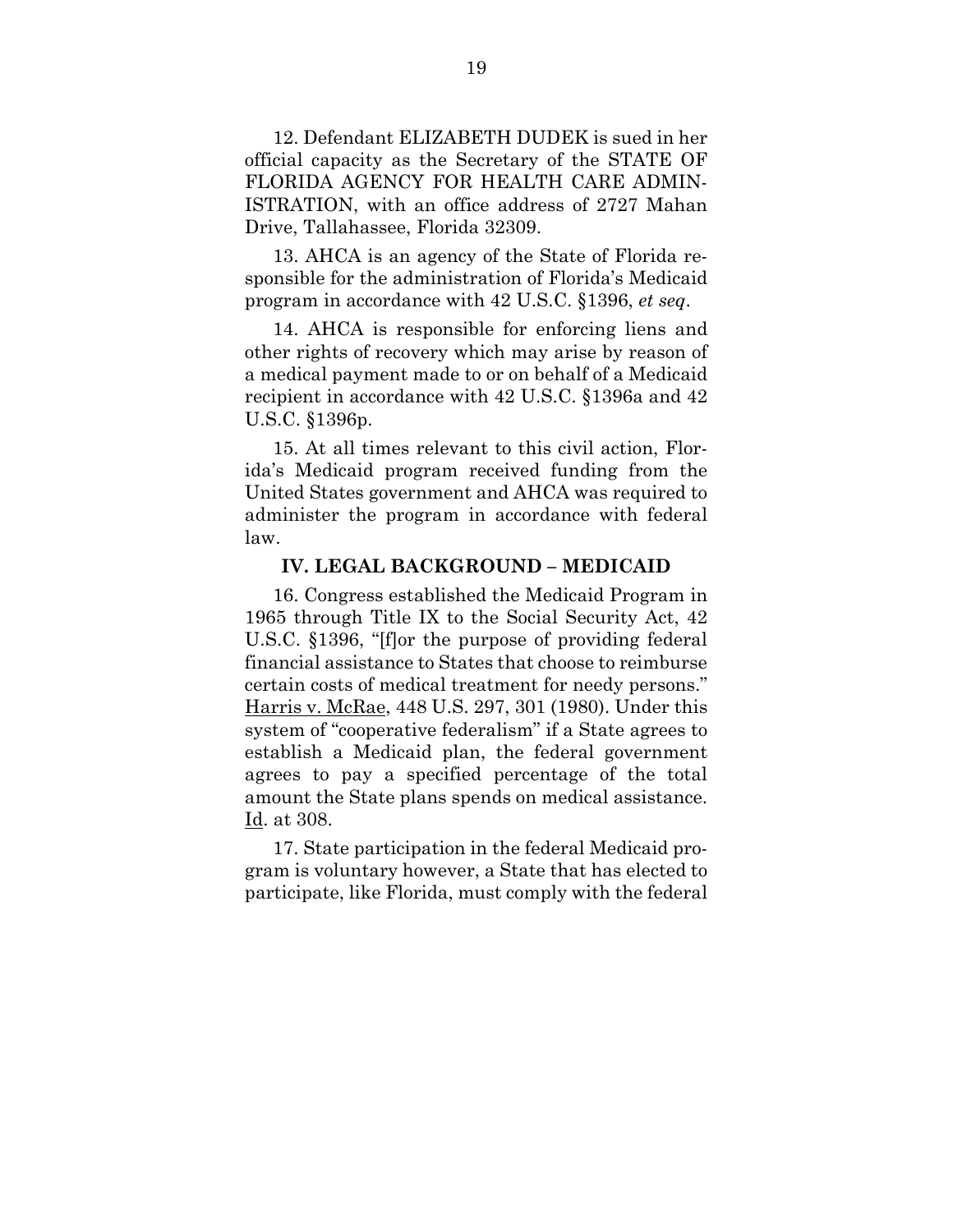12. Defendant ELIZABETH DUDEK is sued in her official capacity as the Secretary of the STATE OF FLORIDA AGENCY FOR HEALTH CARE ADMINISTRATION, with an office address of 2727 Mahan Drive, Tallahassee, Florida 32309.

13. AHCA is an agency of the State of Florida responsible for the administration of Florida's Medicaid program in accordance with 42 U.S.C. §1396, *et seq*.

14. AHCA is responsible for enforcing liens and other rights of recovery which may arise by reason of a medical payment made to or on behalf of a Medicaid recipient in accordance with 42 U.S.C. §1396a and 42 U.S.C. §1396p.

15. At all times relevant to this civil action, Florida's Medicaid program received funding from the United States government and AHCA was required to administer the program in accordance with federal law.

**IV. LEGAL BACKGROUND – MEDICAID**

16. Congress established the Medicaid Program in 1965 through Title IX to the Social Security Act, 42 U.S.C. §1396, "[f]or the purpose of providing federal financial assistance to States that choose to reimburse certain costs of medical treatment for needy persons." Harris v. McRae, 448 U.S. 297, 301 (1980). Under this system of "cooperative federalism" if a State agrees to establish a Medicaid plan, the federal government agrees to pay a specified percentage of the total amount the State plans spends on medical assistance. Id. at 308.

17. State participation in the federal Medicaid program is voluntary however, a State that has elected to participate, like Florida, must comply with the federal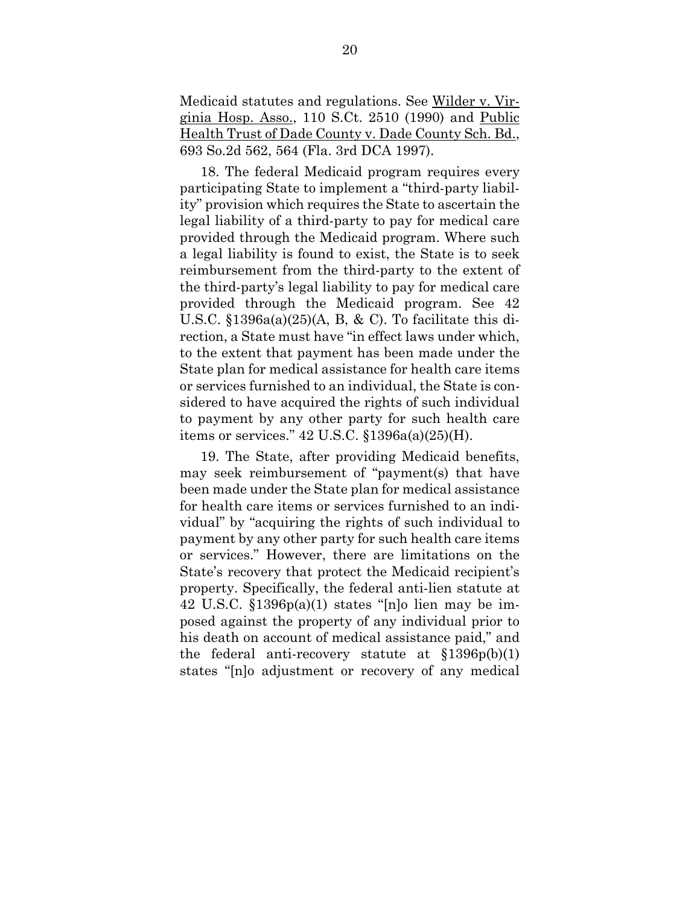Medicaid statutes and regulations. See Wilder v. Virginia Hosp. Asso., 110 S.Ct. 2510 (1990) and Public Health Trust of Dade County v. Dade County Sch. Bd., 693 So.2d 562, 564 (Fla. 3rd DCA 1997).

18. The federal Medicaid program requires every participating State to implement a "third-party liability" provision which requires the State to ascertain the legal liability of a third-party to pay for medical care provided through the Medicaid program. Where such a legal liability is found to exist, the State is to seek reimbursement from the third-party to the extent of the third-party's legal liability to pay for medical care provided through the Medicaid program. See 42 U.S.C. §1396a(a)(25)(A, B, & C). To facilitate this direction, a State must have "in effect laws under which, to the extent that payment has been made under the State plan for medical assistance for health care items or services furnished to an individual, the State is considered to have acquired the rights of such individual to payment by any other party for such health care items or services." 42 U.S.C. §1396a(a)(25)(H).

19. The State, after providing Medicaid benefits, may seek reimbursement of "payment(s) that have been made under the State plan for medical assistance for health care items or services furnished to an individual" by "acquiring the rights of such individual to payment by any other party for such health care items or services." However, there are limitations on the State's recovery that protect the Medicaid recipient's property. Specifically, the federal anti-lien statute at 42 U.S.C. §1396p(a)(1) states "[n]o lien may be imposed against the property of any individual prior to his death on account of medical assistance paid," and the federal anti-recovery statute at §1396p(b)(1) states "[n]o adjustment or recovery of any medical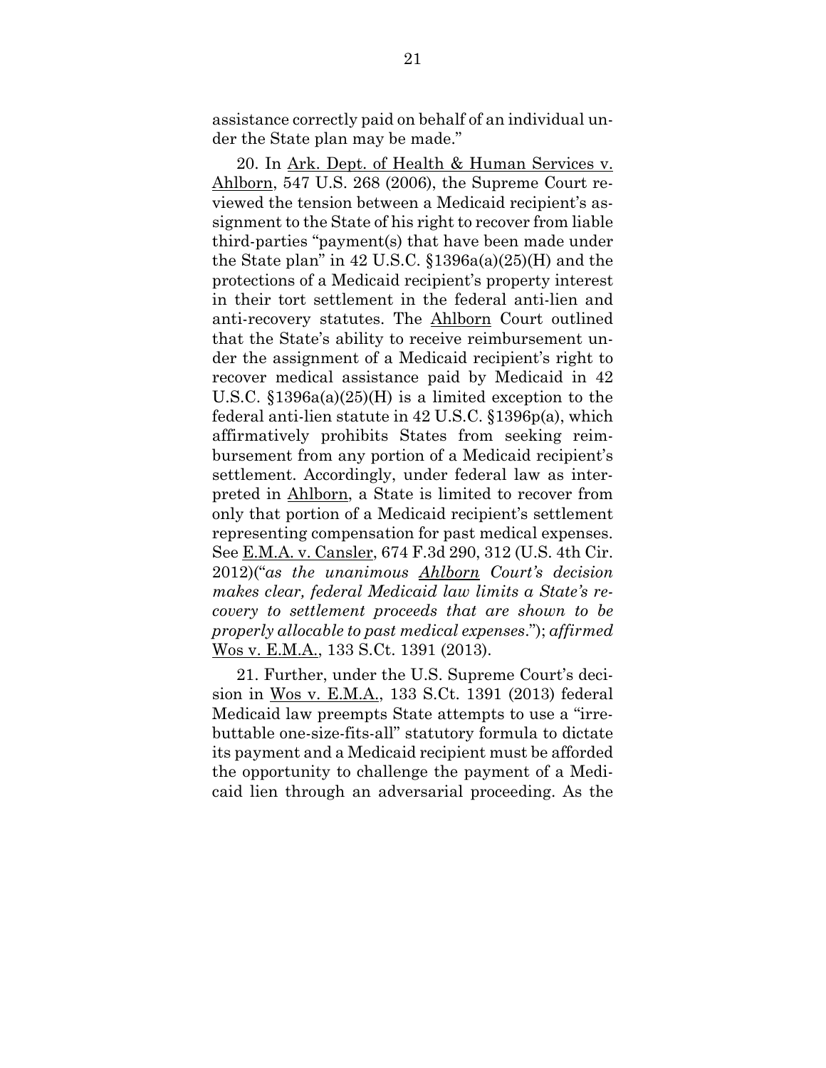assistance correctly paid on behalf of an individual under the State plan may be made."

20. In Ark. Dept. of Health & Human Services v. Ahlborn, 547 U.S. 268 (2006), the Supreme Court reviewed the tension between a Medicaid recipient's assignment to the State of his right to recover from liable third-parties "payment(s) that have been made under the State plan" in 42 U.S.C. §1396a(a)(25)(H) and the protections of a Medicaid recipient's property interest in their tort settlement in the federal anti-lien and anti-recovery statutes. The Ahlborn Court outlined that the State's ability to receive reimbursement under the assignment of a Medicaid recipient's right to recover medical assistance paid by Medicaid in 42 U.S.C. §1396a(a)(25)(H) is a limited exception to the federal anti-lien statute in 42 U.S.C. §1396p(a), which affirmatively prohibits States from seeking reimbursement from any portion of a Medicaid recipient's settlement. Accordingly, under federal law as interpreted in Ahlborn, a State is limited to recover from only that portion of a Medicaid recipient's settlement representing compensation for past medical expenses. See E.M.A. v. Cansler, 674 F.3d 290, 312 (U.S. 4th Cir. 2012)("*as the unanimous Ahlborn Court's decision makes clear, federal Medicaid law limits a State's recovery to settlement proceeds that are shown to be properly allocable to past medical expenses*."); *affirmed* Wos v. E.M.A., 133 S.Ct. 1391 (2013).

21. Further, under the U.S. Supreme Court's decision in Wos v. E.M.A., 133 S.Ct. 1391 (2013) federal Medicaid law preempts State attempts to use a "irrebuttable one-size-fits-all" statutory formula to dictate its payment and a Medicaid recipient must be afforded the opportunity to challenge the payment of a Medicaid lien through an adversarial proceeding. As the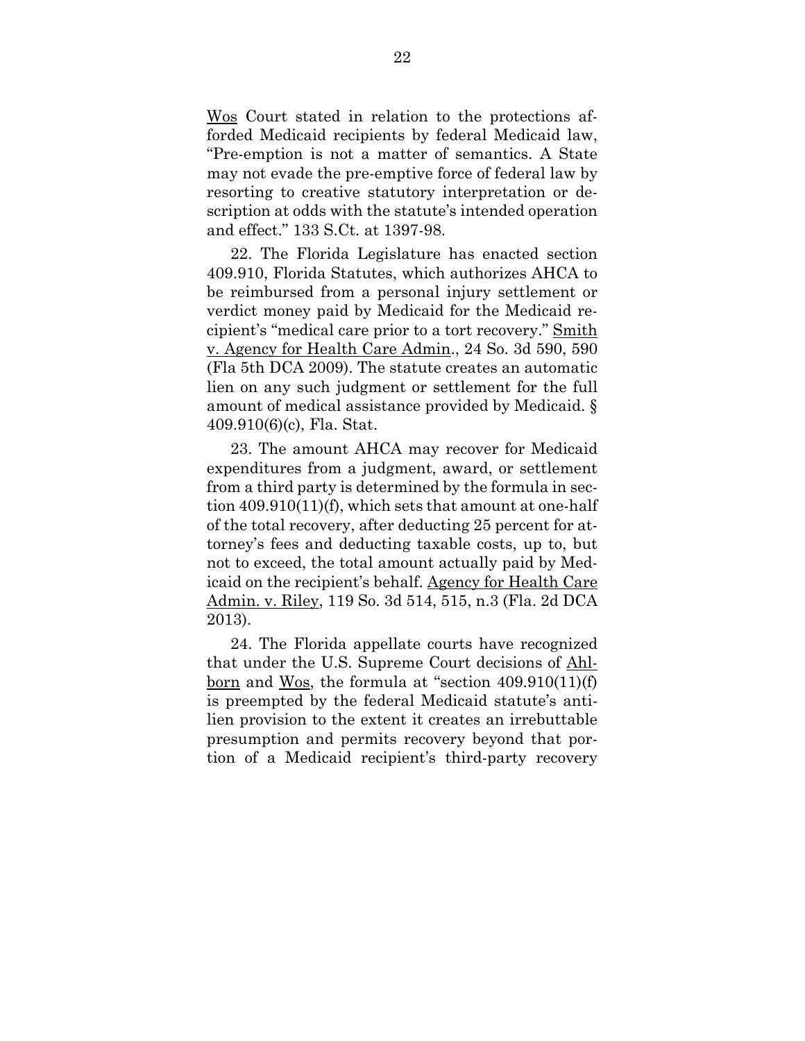Wos Court stated in relation to the protections afforded Medicaid recipients by federal Medicaid law, "Pre-emption is not a matter of semantics. A State may not evade the pre-emptive force of federal law by resorting to creative statutory interpretation or description at odds with the statute's intended operation and effect." 133 S.Ct. at 1397-98.

22. The Florida Legislature has enacted section 409.910, Florida Statutes, which authorizes AHCA to be reimbursed from a personal injury settlement or verdict money paid by Medicaid for the Medicaid recipient's "medical care prior to a tort recovery." Smith v. Agency for Health Care Admin., 24 So. 3d 590, 590 (Fla 5th DCA 2009). The statute creates an automatic lien on any such judgment or settlement for the full amount of medical assistance provided by Medicaid. § 409.910(6)(c), Fla. Stat.

23. The amount AHCA may recover for Medicaid expenditures from a judgment, award, or settlement from a third party is determined by the formula in section 409.910(11)(f), which sets that amount at one-half of the total recovery, after deducting 25 percent for attorney's fees and deducting taxable costs, up to, but not to exceed, the total amount actually paid by Medicaid on the recipient's behalf. Agency for Health Care Admin. v. Riley, 119 So. 3d 514, 515, n.3 (Fla. 2d DCA 2013).

24. The Florida appellate courts have recognized that under the U.S. Supreme Court decisions of Ahlborn and Wos, the formula at "section 409.910(11)(f) is preempted by the federal Medicaid statute's anti-lien provision to the extent it creates an irrebuttable presumption and permits recovery beyond that portion of a Medicaid recipient's third-party recovery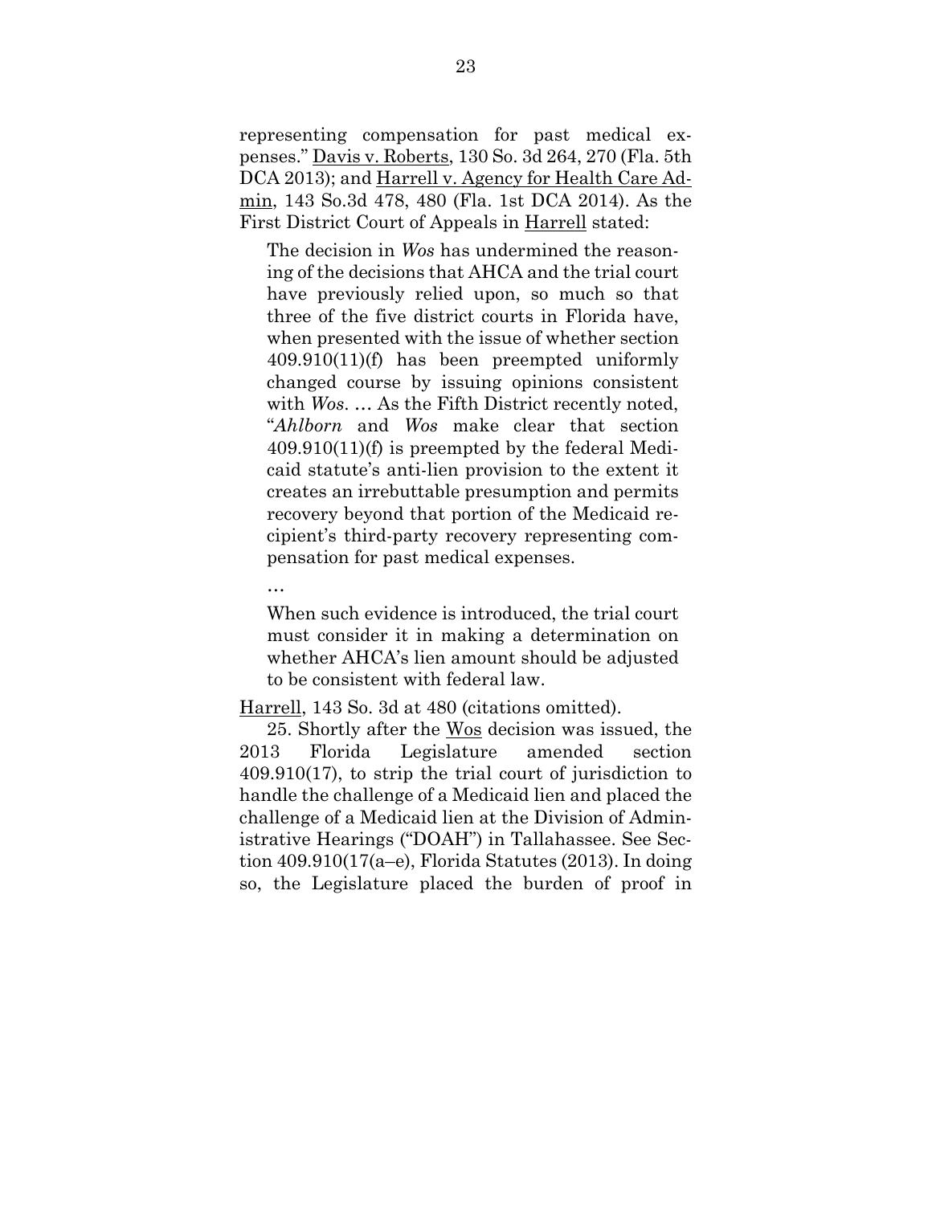representing compensation for past medical expenses." Davis v. Roberts, 130 So. 3d 264, 270 (Fla. 5th DCA 2013); and Harrell v. Agency for Health Care Admin, 143 So.3d 478, 480 (Fla. 1st DCA 2014). As the First District Court of Appeals in Harrell stated:

> The decision in *Wos* has undermined the reasoning of the decisions that AHCA and the trial court have previously relied upon, so much so that three of the five district courts in Florida have, when presented with the issue of whether section 409.910(11)(f) has been preempted uniformly changed course by issuing opinions consistent with *Wos*. … As the Fifth District recently noted, "*Ahlborn* and *Wos* make clear that section 409.910(11)(f) is preempted by the federal Medicaid statute's anti-lien provision to the extent it creates an irrebuttable presumption and permits recovery beyond that portion of the Medicaid recipient's third-party recovery representing compensation for past medical expenses.
>
> …
>
> When such evidence is introduced, the trial court must consider it in making a determination on whether AHCA's lien amount should be adjusted to be consistent with federal law.

Harrell, 143 So. 3d at 480 (citations omitted).

25. Shortly after the Wos decision was issued, the 2013 Florida Legislature amended section 409.910(17), to strip the trial court of jurisdiction to handle the challenge of a Medicaid lien and placed the challenge of a Medicaid lien at the Division of Administrative Hearings ("DOAH") in Tallahassee. See Section 409.910(17(a–e), Florida Statutes (2013). In doing so, the Legislature placed the burden of proof in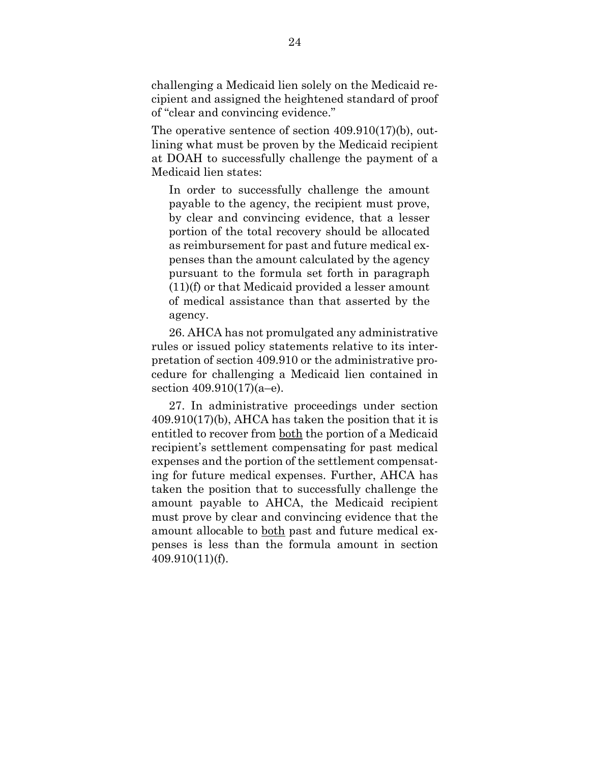challenging a Medicaid lien solely on the Medicaid recipient and assigned the heightened standard of proof of "clear and convincing evidence."

The operative sentence of section 409.910(17)(b), outlining what must be proven by the Medicaid recipient at DOAH to successfully challenge the payment of a Medicaid lien states:

> In order to successfully challenge the amount payable to the agency, the recipient must prove, by clear and convincing evidence, that a lesser portion of the total recovery should be allocated as reimbursement for past and future medical expenses than the amount calculated by the agency pursuant to the formula set forth in paragraph (11)(f) or that Medicaid provided a lesser amount of medical assistance than that asserted by the agency.

26. AHCA has not promulgated any administrative rules or issued policy statements relative to its interpretation of section 409.910 or the administrative procedure for challenging a Medicaid lien contained in section 409.910(17)(a–e).

27. In administrative proceedings under section 409.910(17)(b), AHCA has taken the position that it is entitled to recover from <u>both</u> the portion of a Medicaid recipient's settlement compensating for past medical expenses and the portion of the settlement compensating for future medical expenses. Further, AHCA has taken the position that to successfully challenge the amount payable to AHCA, the Medicaid recipient must prove by clear and convincing evidence that the amount allocable to <u>both</u> past and future medical expenses is less than the formula amount in section 409.910(11)(f).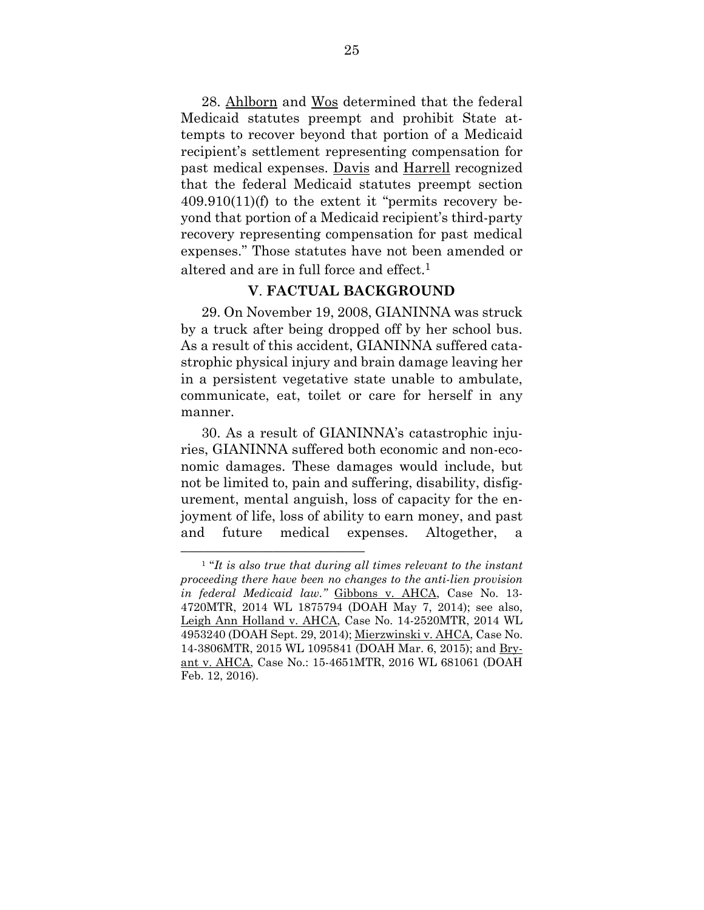28. Ahlborn and Wos determined that the federal Medicaid statutes preempt and prohibit State attempts to recover beyond that portion of a Medicaid recipient's settlement representing compensation for past medical expenses. Davis and Harrell recognized that the federal Medicaid statutes preempt section 409.910(11)(f) to the extent it "permits recovery beyond that portion of a Medicaid recipient's third-party recovery representing compensation for past medical expenses." Those statutes have not been amended or altered and are in full force and effect.[1]

## V. FACTUAL BACKGROUND

29. On November 19, 2008, GIANINNA was struck by a truck after being dropped off by her school bus. As a result of this accident, GIANINNA suffered catastrophic physical injury and brain damage leaving her in a persistent vegetative state unable to ambulate, communicate, eat, toilet or care for herself in any manner.

30. As a result of GIANINNA's catastrophic injuries, GIANINNA suffered both economic and non-economic damages. These damages would include, but not be limited to, pain and suffering, disability, disfigurement, mental anguish, loss of capacity for the enjoyment of life, loss of ability to earn money, and past and future medical expenses. Altogether, a

---

[1] "*It is also true that during all times relevant to the instant proceeding there have been no changes to the anti-lien provision in federal Medicaid law.*" Gibbons v. AHCA, Case No. 13-4720MTR, 2014 WL 1875794 (DOAH May 7, 2014); see also, Leigh Ann Holland v. AHCA, Case No. 14-2520MTR, 2014 WL 4953240 (DOAH Sept. 29, 2014); Mierzwinski v. AHCA, Case No. 14-3806MTR, 2015 WL 1095841 (DOAH Mar. 6, 2015); and Bryant v. AHCA, Case No.: 15-4651MTR, 2016 WL 681061 (DOAH Feb. 12, 2016).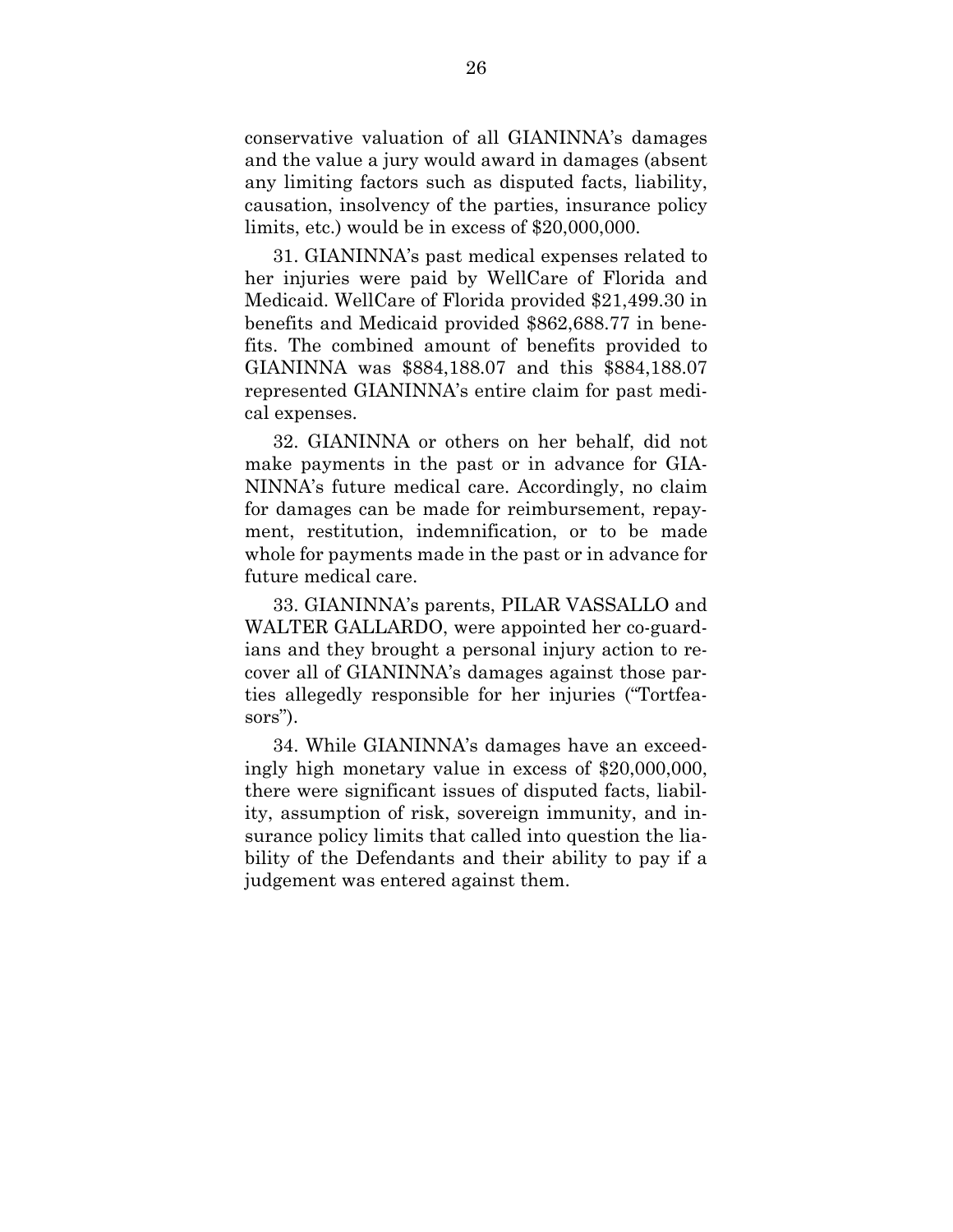conservative valuation of all GIANINNA's damages and the value a jury would award in damages (absent any limiting factors such as disputed facts, liability, causation, insolvency of the parties, insurance policy limits, etc.) would be in excess of $20,000,000.

31. GIANINNA's past medical expenses related to her injuries were paid by WellCare of Florida and Medicaid. WellCare of Florida provided $21,499.30 in benefits and Medicaid provided $862,688.77 in benefits. The combined amount of benefits provided to GIANINNA was $884,188.07 and this $884,188.07 represented GIANINNA's entire claim for past medical expenses.

32. GIANINNA or others on her behalf, did not make payments in the past or in advance for GIANINNA's future medical care. Accordingly, no claim for damages can be made for reimbursement, repayment, restitution, indemnification, or to be made whole for payments made in the past or in advance for future medical care.

33. GIANINNA's parents, PILAR VASSALLO and WALTER GALLARDO, were appointed her co-guardians and they brought a personal injury action to recover all of GIANINNA's damages against those parties allegedly responsible for her injuries ("Tortfeasors").

34. While GIANINNA's damages have an exceedingly high monetary value in excess of $20,000,000, there were significant issues of disputed facts, liability, assumption of risk, sovereign immunity, and insurance policy limits that called into question the liability of the Defendants and their ability to pay if a judgement was entered against them.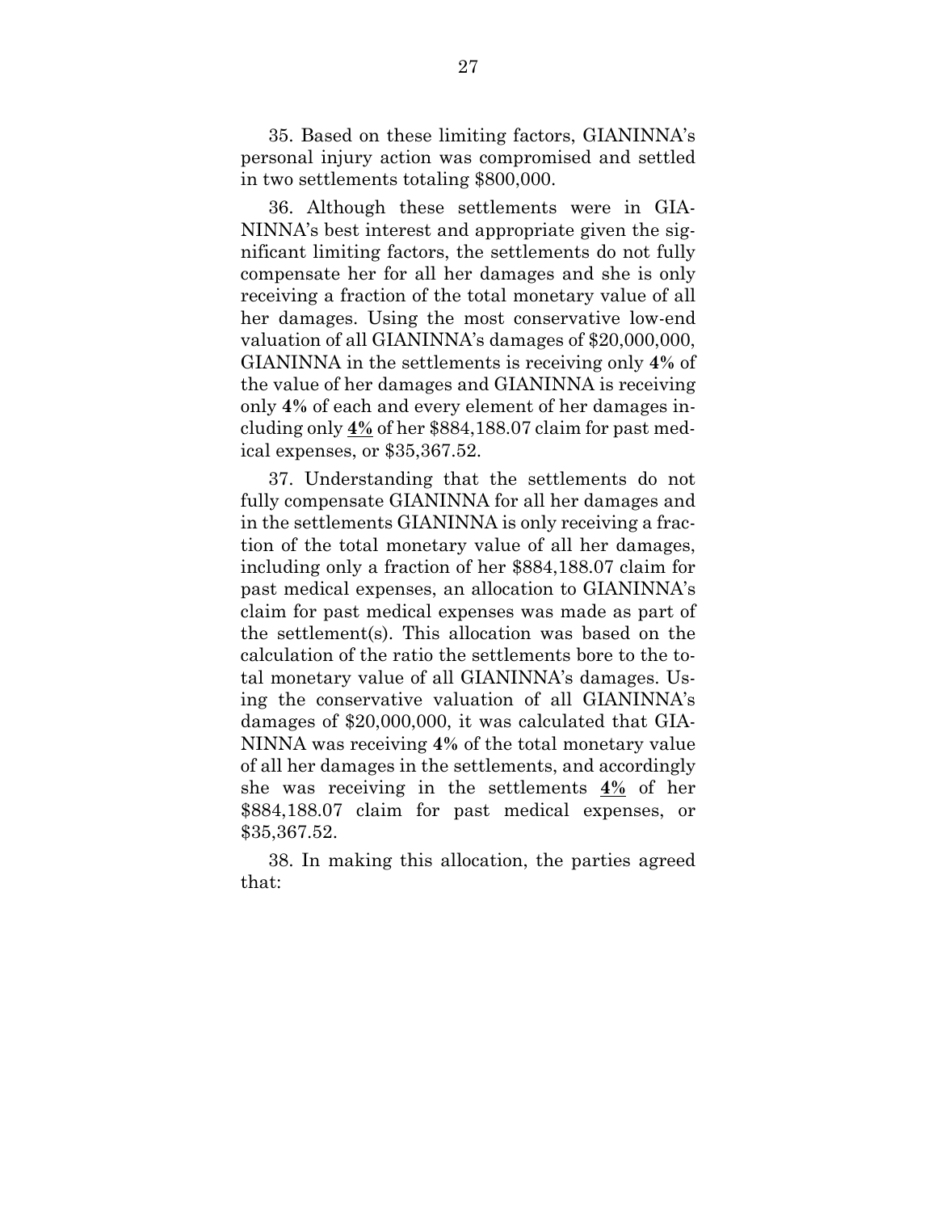35. Based on these limiting factors, GIANINNA's personal injury action was compromised and settled in two settlements totaling $800,000.

36. Although these settlements were in GIANINNA's best interest and appropriate given the significant limiting factors, the settlements do not fully compensate her for all her damages and she is only receiving a fraction of the total monetary value of all her damages. Using the most conservative low-end valuation of all GIANINNA's damages of $20,000,000, GIANINNA in the settlements is receiving only **4%** of the value of her damages and GIANINNA is receiving only **4%** of each and every element of her damages including only <u>**4%**</u> of her $884,188.07 claim for past medical expenses, or $35,367.52.

37. Understanding that the settlements do not fully compensate GIANINNA for all her damages and in the settlements GIANINNA is only receiving a fraction of the total monetary value of all her damages, including only a fraction of her $884,188.07 claim for past medical expenses, an allocation to GIANINNA's claim for past medical expenses was made as part of the settlement(s). This allocation was based on the calculation of the ratio the settlements bore to the total monetary value of all GIANINNA's damages. Using the conservative valuation of all GIANINNA's damages of $20,000,000, it was calculated that GIANINNA was receiving **4%** of the total monetary value of all her damages in the settlements, and accordingly she was receiving in the settlements <u>**4%**</u> of her $884,188.07 claim for past medical expenses, or $35,367.52.

38. In making this allocation, the parties agreed that: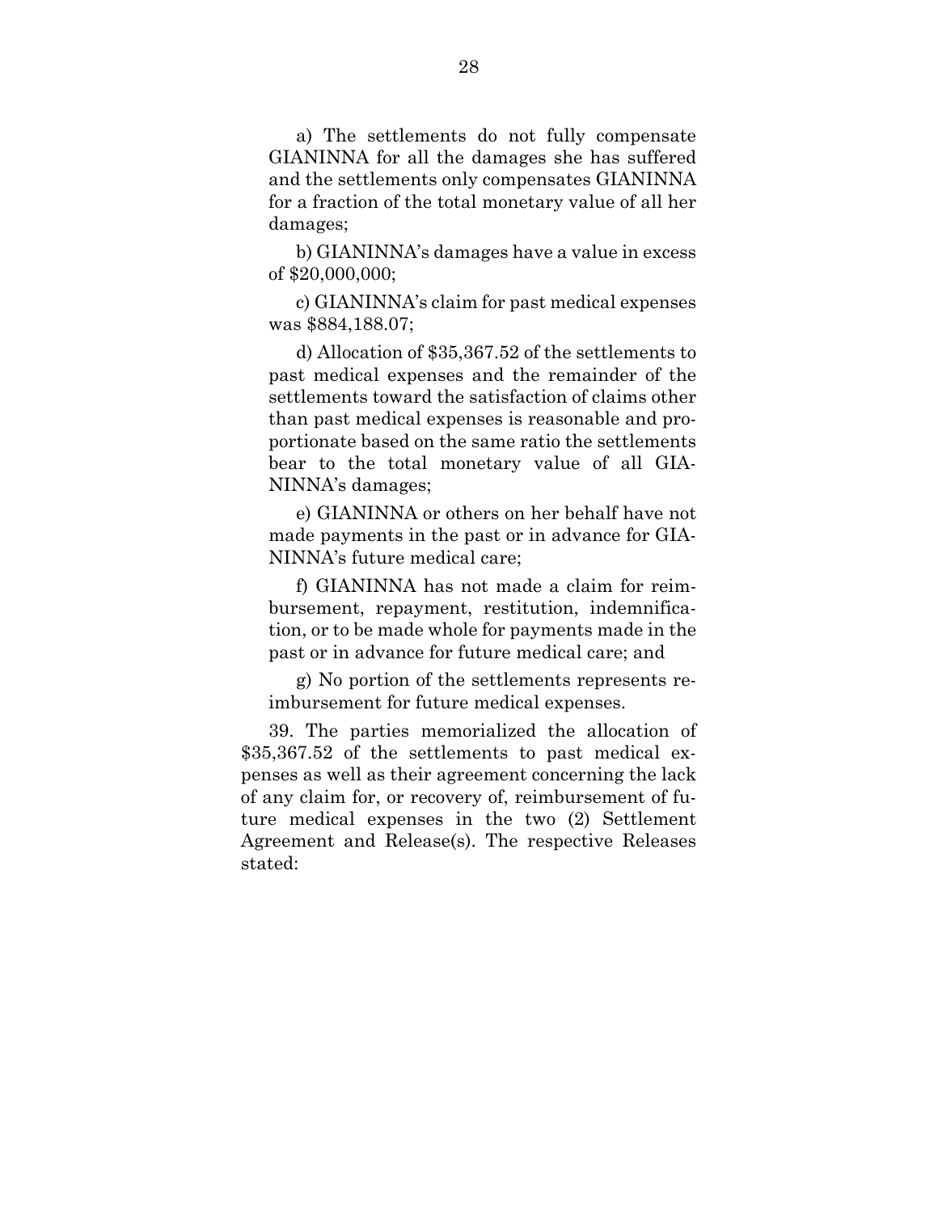a) The settlements do not fully compensate GIANINNA for all the damages she has suffered and the settlements only compensates GIANINNA for a fraction of the total monetary value of all her damages;

b) GIANINNA's damages have a value in excess of $20,000,000;

c) GIANINNA's claim for past medical expenses was $884,188.07;

d) Allocation of $35,367.52 of the settlements to past medical expenses and the remainder of the settlements toward the satisfaction of claims other than past medical expenses is reasonable and proportionate based on the same ratio the settlements bear to the total monetary value of all GIANINNA's damages;

e) GIANINNA or others on her behalf have not made payments in the past or in advance for GIANINNA's future medical care;

f) GIANINNA has not made a claim for reimbursement, repayment, restitution, indemnification, or to be made whole for payments made in the past or in advance for future medical care; and

g) No portion of the settlements represents reimbursement for future medical expenses.

39. The parties memorialized the allocation of $35,367.52 of the settlements to past medical expenses as well as their agreement concerning the lack of any claim for, or recovery of, reimbursement of future medical expenses in the two (2) Settlement Agreement and Release(s). The respective Releases stated: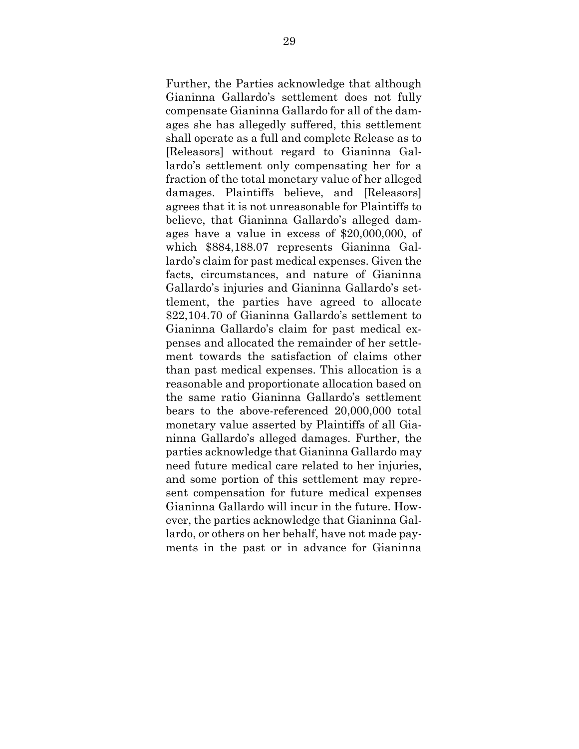Further, the Parties acknowledge that although Gianinna Gallardo's settlement does not fully compensate Gianinna Gallardo for all of the damages she has allegedly suffered, this settlement shall operate as a full and complete Release as to [Releasors] without regard to Gianinna Gallardo's settlement only compensating her for a fraction of the total monetary value of her alleged damages. Plaintiffs believe, and [Releasors] agrees that it is not unreasonable for Plaintiffs to believe, that Gianinna Gallardo's alleged damages have a value in excess of $20,000,000, of which $884,188.07 represents Gianinna Gallardo's claim for past medical expenses. Given the facts, circumstances, and nature of Gianinna Gallardo's injuries and Gianinna Gallardo's settlement, the parties have agreed to allocate $22,104.70 of Gianinna Gallardo's settlement to Gianinna Gallardo's claim for past medical expenses and allocated the remainder of her settlement towards the satisfaction of claims other than past medical expenses. This allocation is a reasonable and proportionate allocation based on the same ratio Gianinna Gallardo's settlement bears to the above-referenced 20,000,000 total monetary value asserted by Plaintiffs of all Gianinna Gallardo's alleged damages. Further, the parties acknowledge that Gianinna Gallardo may need future medical care related to her injuries, and some portion of this settlement may represent compensation for future medical expenses Gianinna Gallardo will incur in the future. However, the parties acknowledge that Gianinna Gallardo, or others on her behalf, have not made payments in the past or in advance for Gianinna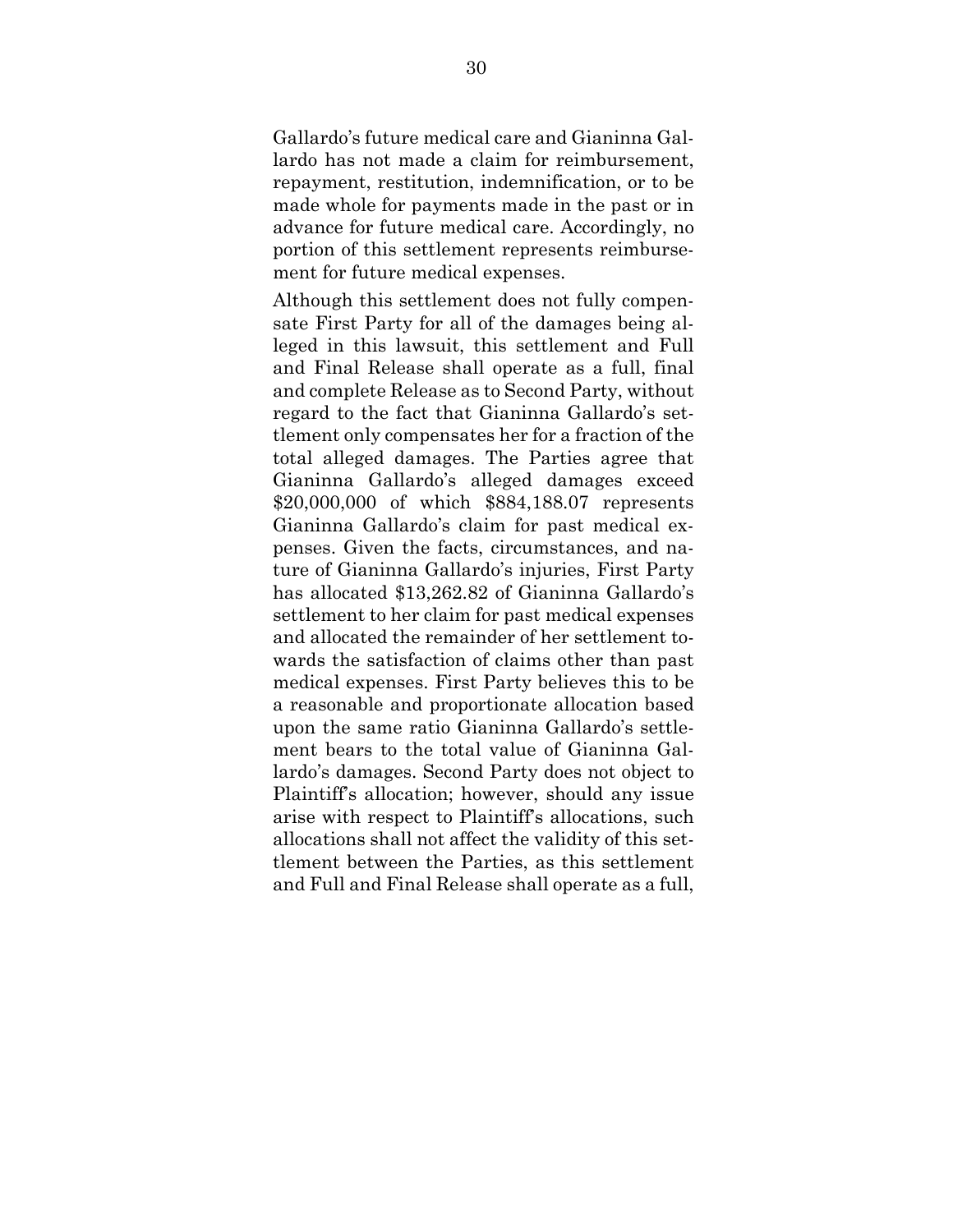Gallardo's future medical care and Gianinna Gallardo has not made a claim for reimbursement, repayment, restitution, indemnification, or to be made whole for payments made in the past or in advance for future medical care. Accordingly, no portion of this settlement represents reimbursement for future medical expenses.

Although this settlement does not fully compensate First Party for all of the damages being alleged in this lawsuit, this settlement and Full and Final Release shall operate as a full, final and complete Release as to Second Party, without regard to the fact that Gianinna Gallardo's settlement only compensates her for a fraction of the total alleged damages. The Parties agree that Gianinna Gallardo's alleged damages exceed $20,000,000 of which $884,188.07 represents Gianinna Gallardo's claim for past medical expenses. Given the facts, circumstances, and nature of Gianinna Gallardo's injuries, First Party has allocated $13,262.82 of Gianinna Gallardo's settlement to her claim for past medical expenses and allocated the remainder of her settlement towards the satisfaction of claims other than past medical expenses. First Party believes this to be a reasonable and proportionate allocation based upon the same ratio Gianinna Gallardo's settlement bears to the total value of Gianinna Gallardo's damages. Second Party does not object to Plaintiff's allocation; however, should any issue arise with respect to Plaintiff's allocations, such allocations shall not affect the validity of this settlement between the Parties, as this settlement and Full and Final Release shall operate as a full,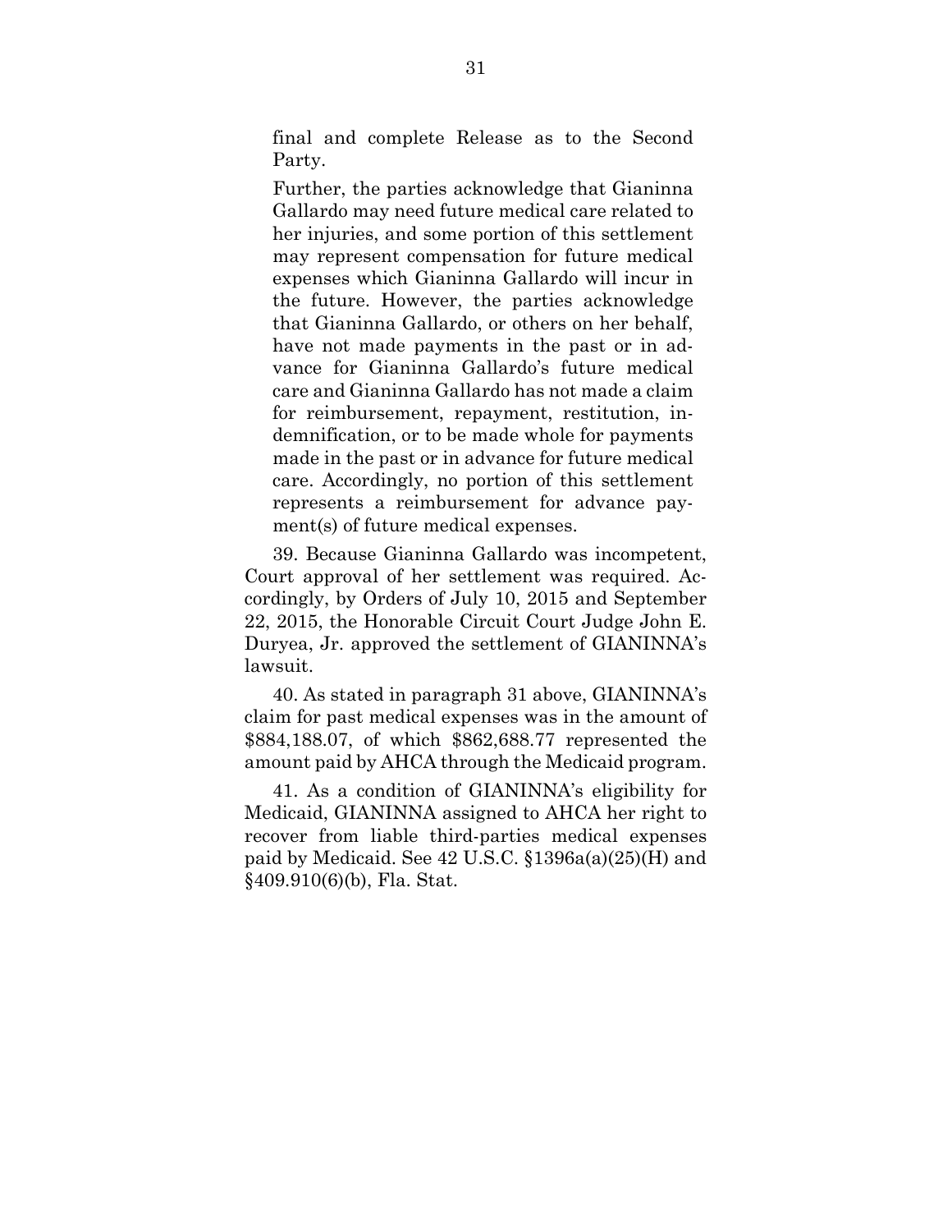final and complete Release as to the Second Party.

Further, the parties acknowledge that Gianinna Gallardo may need future medical care related to her injuries, and some portion of this settlement may represent compensation for future medical expenses which Gianinna Gallardo will incur in the future. However, the parties acknowledge that Gianinna Gallardo, or others on her behalf, have not made payments in the past or in advance for Gianinna Gallardo's future medical care and Gianinna Gallardo has not made a claim for reimbursement, repayment, restitution, indemnification, or to be made whole for payments made in the past or in advance for future medical care. Accordingly, no portion of this settlement represents a reimbursement for advance payment(s) of future medical expenses.

39. Because Gianinna Gallardo was incompetent, Court approval of her settlement was required. Accordingly, by Orders of July 10, 2015 and September 22, 2015, the Honorable Circuit Court Judge John E. Duryea, Jr. approved the settlement of GIANINNA's lawsuit.

40. As stated in paragraph 31 above, GIANINNA's claim for past medical expenses was in the amount of $884,188.07, of which $862,688.77 represented the amount paid by AHCA through the Medicaid program.

41. As a condition of GIANINNA's eligibility for Medicaid, GIANINNA assigned to AHCA her right to recover from liable third-parties medical expenses paid by Medicaid. See 42 U.S.C. §1396a(a)(25)(H) and §409.910(6)(b), Fla. Stat.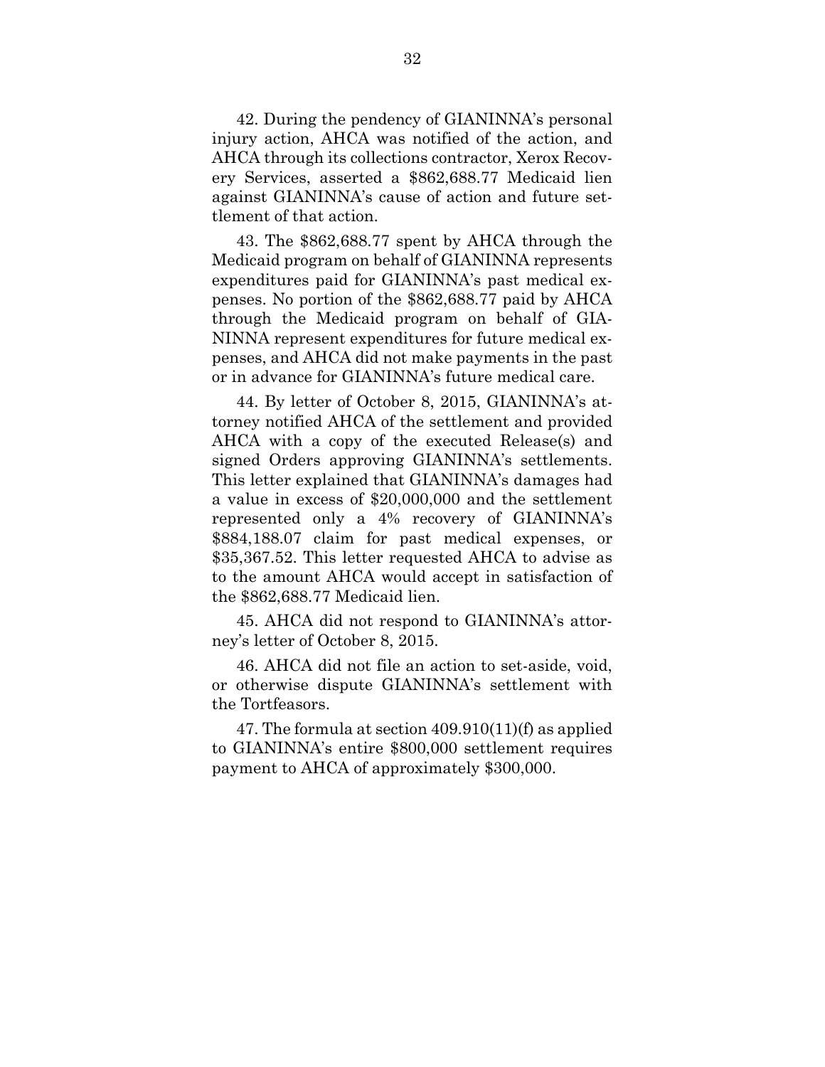42. During the pendency of GIANINNA's personal injury action, AHCA was notified of the action, and AHCA through its collections contractor, Xerox Recovery Services, asserted a $862,688.77 Medicaid lien against GIANINNA's cause of action and future settlement of that action.

43. The $862,688.77 spent by AHCA through the Medicaid program on behalf of GIANINNA represents expenditures paid for GIANINNA's past medical expenses. No portion of the $862,688.77 paid by AHCA through the Medicaid program on behalf of GIANINNA represent expenditures for future medical expenses, and AHCA did not make payments in the past or in advance for GIANINNA's future medical care.

44. By letter of October 8, 2015, GIANINNA's attorney notified AHCA of the settlement and provided AHCA with a copy of the executed Release(s) and signed Orders approving GIANINNA's settlements. This letter explained that GIANINNA's damages had a value in excess of $20,000,000 and the settlement represented only a 4% recovery of GIANINNA's $884,188.07 claim for past medical expenses, or $35,367.52. This letter requested AHCA to advise as to the amount AHCA would accept in satisfaction of the $862,688.77 Medicaid lien.

45. AHCA did not respond to GIANINNA's attorney's letter of October 8, 2015.

46. AHCA did not file an action to set-aside, void, or otherwise dispute GIANINNA's settlement with the Tortfeasors.

47. The formula at section 409.910(11)(f) as applied to GIANINNA's entire $800,000 settlement requires payment to AHCA of approximately $300,000.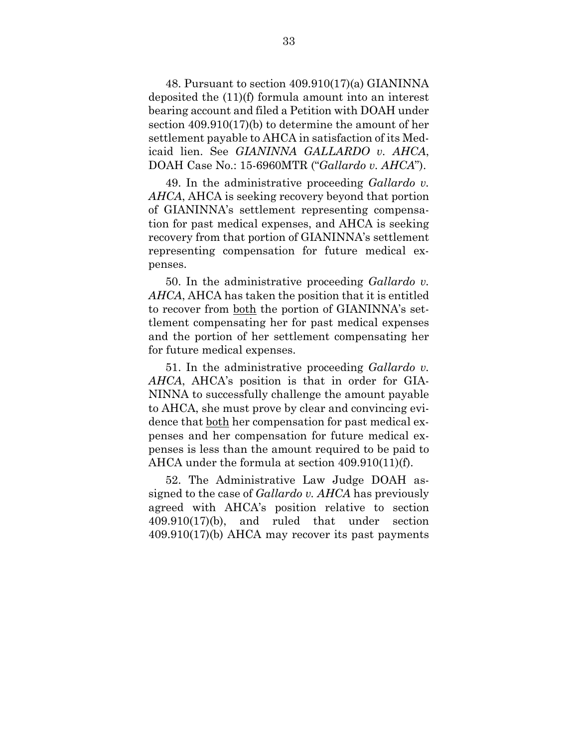48. Pursuant to section 409.910(17)(a) GIANINNA deposited the (11)(f) formula amount into an interest bearing account and filed a Petition with DOAH under section 409.910(17)(b) to determine the amount of her settlement payable to AHCA in satisfaction of its Medicaid lien. See *GIANINNA GALLARDO v. AHCA*, DOAH Case No.: 15-6960MTR ("*Gallardo v. AHCA*").

49. In the administrative proceeding *Gallardo v. AHCA*, AHCA is seeking recovery beyond that portion of GIANINNA's settlement representing compensation for past medical expenses, and AHCA is seeking recovery from that portion of GIANINNA's settlement representing compensation for future medical expenses.

50. In the administrative proceeding *Gallardo v. AHCA*, AHCA has taken the position that it is entitled to recover from both the portion of GIANINNA's settlement compensating her for past medical expenses and the portion of her settlement compensating her for future medical expenses.

51. In the administrative proceeding *Gallardo v. AHCA*, AHCA's position is that in order for GIANINNA to successfully challenge the amount payable to AHCA, she must prove by clear and convincing evidence that both her compensation for past medical expenses and her compensation for future medical expenses is less than the amount required to be paid to AHCA under the formula at section 409.910(11)(f).

52. The Administrative Law Judge DOAH assigned to the case of *Gallardo v. AHCA* has previously agreed with AHCA's position relative to section 409.910(17)(b), and ruled that under section 409.910(17)(b) AHCA may recover its past payments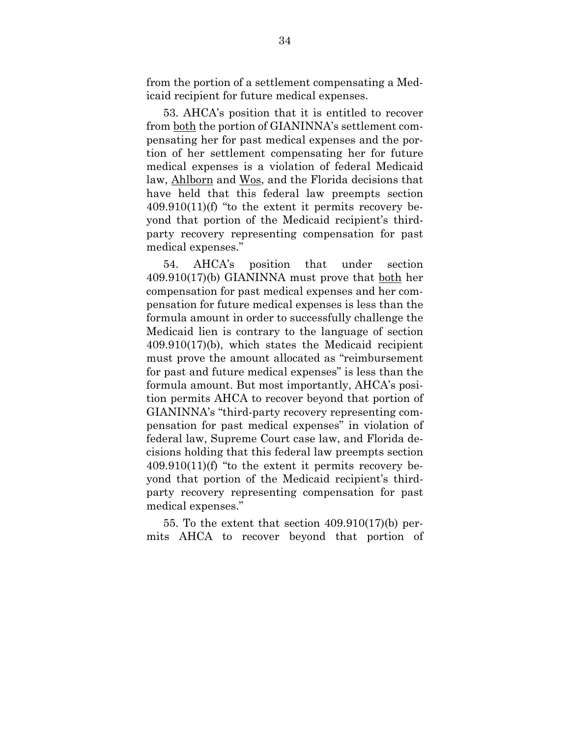from the portion of a settlement compensating a Medicaid recipient for future medical expenses.

53. AHCA's position that it is entitled to recover from both the portion of GIANINNA's settlement compensating her for past medical expenses and the portion of her settlement compensating her for future medical expenses is a violation of federal Medicaid law, Ahlborn and Wos, and the Florida decisions that have held that this federal law preempts section 409.910(11)(f) "to the extent it permits recovery beyond that portion of the Medicaid recipient's third-party recovery representing compensation for past medical expenses."

54. AHCA's position that under section 409.910(17)(b) GIANINNA must prove that both her compensation for past medical expenses and her compensation for future medical expenses is less than the formula amount in order to successfully challenge the Medicaid lien is contrary to the language of section 409.910(17)(b), which states the Medicaid recipient must prove the amount allocated as "reimbursement for past and future medical expenses" is less than the formula amount. But most importantly, AHCA's position permits AHCA to recover beyond that portion of GIANINNA's "third-party recovery representing compensation for past medical expenses" in violation of federal law, Supreme Court case law, and Florida decisions holding that this federal law preempts section 409.910(11)(f) "to the extent it permits recovery beyond that portion of the Medicaid recipient's third-party recovery representing compensation for past medical expenses."

55. To the extent that section 409.910(17)(b) permits AHCA to recover beyond that portion of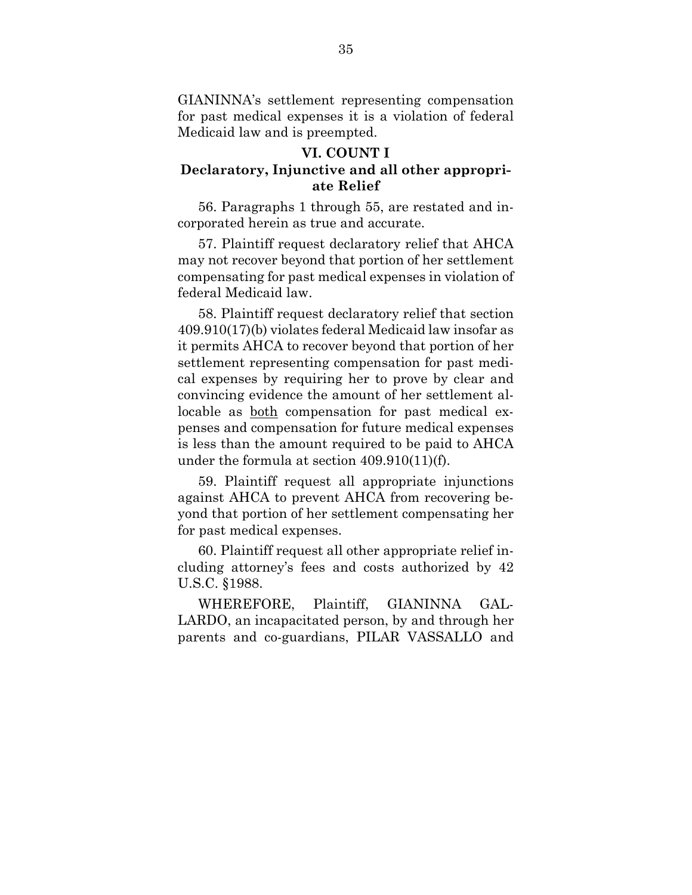GIANINNA's settlement representing compensation for past medical expenses it is a violation of federal Medicaid law and is preempted.

## VI. COUNT I
## Declaratory, Injunctive and all other appropriate Relief

56. Paragraphs 1 through 55, are restated and incorporated herein as true and accurate.

57. Plaintiff request declaratory relief that AHCA may not recover beyond that portion of her settlement compensating for past medical expenses in violation of federal Medicaid law.

58. Plaintiff request declaratory relief that section 409.910(17)(b) violates federal Medicaid law insofar as it permits AHCA to recover beyond that portion of her settlement representing compensation for past medical expenses by requiring her to prove by clear and convincing evidence the amount of her settlement allocable as <u>both</u> compensation for past medical expenses and compensation for future medical expenses is less than the amount required to be paid to AHCA under the formula at section 409.910(11)(f).

59. Plaintiff request all appropriate injunctions against AHCA to prevent AHCA from recovering beyond that portion of her settlement compensating her for past medical expenses.

60. Plaintiff request all other appropriate relief including attorney's fees and costs authorized by 42 U.S.C. §1988.

WHEREFORE, Plaintiff, GIANINNA GALLARDO, an incapacitated person, by and through her parents and co-guardians, PILAR VASSALLO and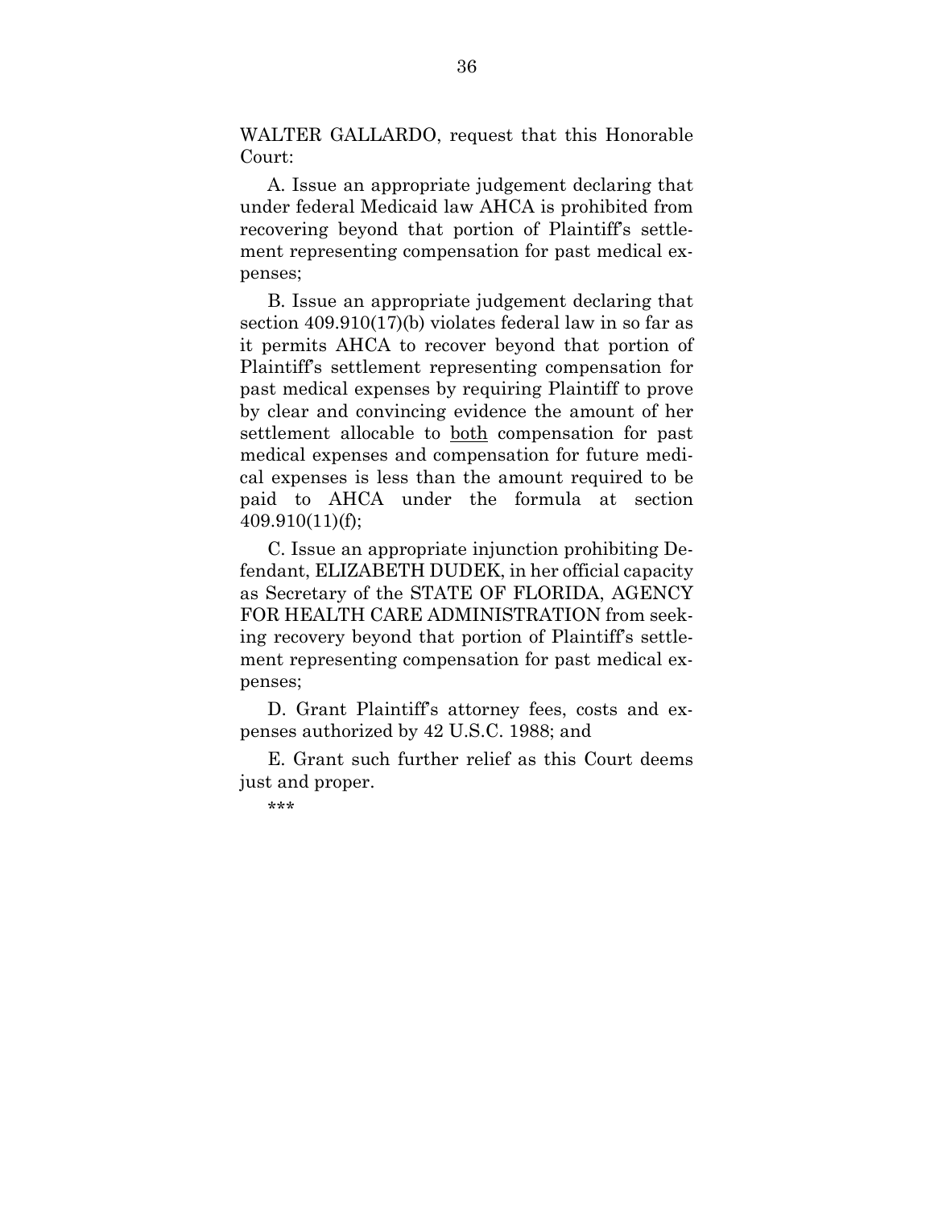WALTER GALLARDO, request that this Honorable Court:

A. Issue an appropriate judgement declaring that under federal Medicaid law AHCA is prohibited from recovering beyond that portion of Plaintiff's settlement representing compensation for past medical expenses;

B. Issue an appropriate judgement declaring that section 409.910(17)(b) violates federal law in so far as it permits AHCA to recover beyond that portion of Plaintiff's settlement representing compensation for past medical expenses by requiring Plaintiff to prove by clear and convincing evidence the amount of her settlement allocable to <u>both</u> compensation for past medical expenses and compensation for future medical expenses is less than the amount required to be paid to AHCA under the formula at section 409.910(11)(f);

C. Issue an appropriate injunction prohibiting Defendant, ELIZABETH DUDEK, in her official capacity as Secretary of the STATE OF FLORIDA, AGENCY FOR HEALTH CARE ADMINISTRATION from seeking recovery beyond that portion of Plaintiff's settlement representing compensation for past medical expenses;

D. Grant Plaintiff's attorney fees, costs and expenses authorized by 42 U.S.C. 1988; and

E. Grant such further relief as this Court deems just and proper.

\*\*\*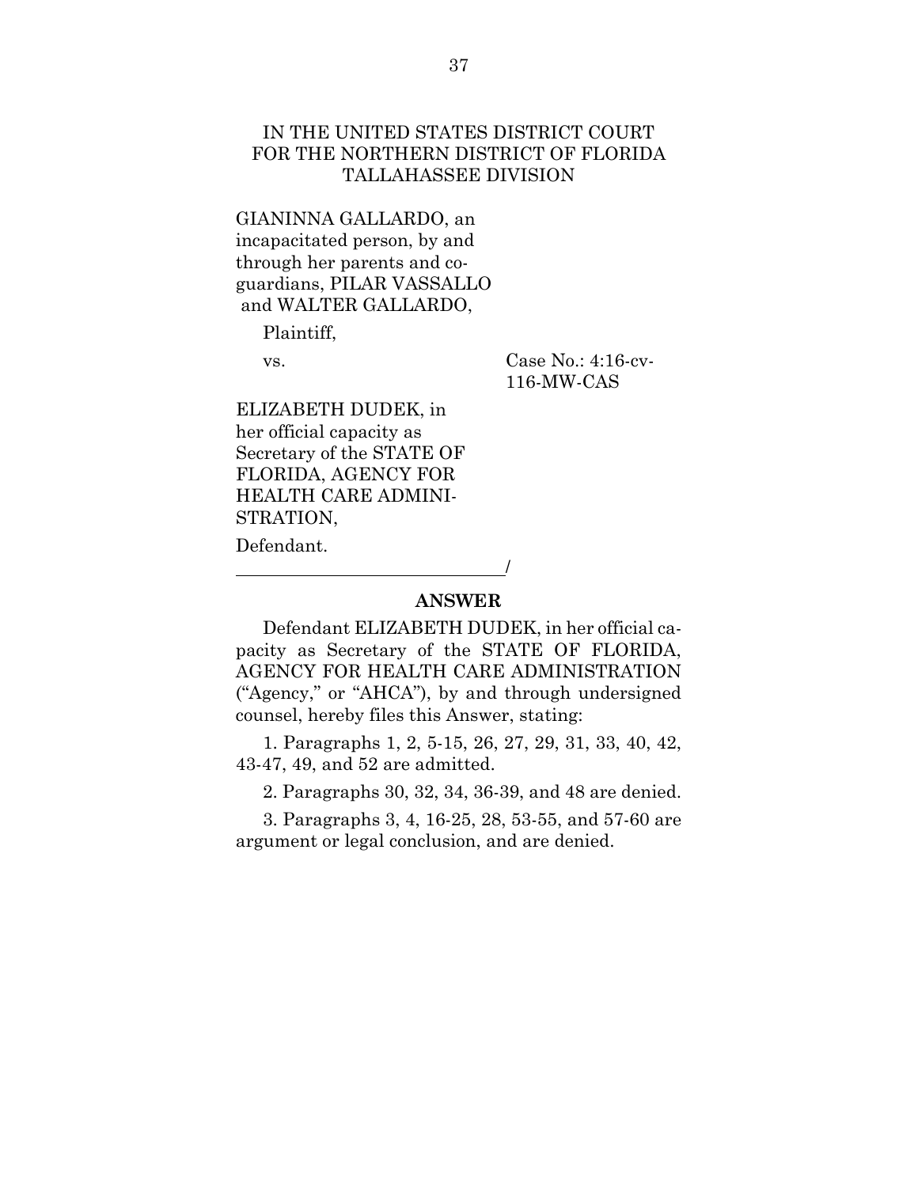IN THE UNITED STATES DISTRICT COURT
FOR THE NORTHERN DISTRICT OF FLORIDA
TALLAHASSEE DIVISION

GIANINNA GALLARDO, an incapacitated person, by and through her parents and co-guardians, PILAR VASSALLO and WALTER GALLARDO,

Plaintiff,

vs. Case No.: 4:16-cv-116-MW-CAS

ELIZABETH DUDEK, in her official capacity as Secretary of the STATE OF FLORIDA, AGENCY FOR HEALTH CARE ADMINISTRATION,

Defendant.

_____________________________/

## ANSWER

Defendant ELIZABETH DUDEK, in her official capacity as Secretary of the STATE OF FLORIDA, AGENCY FOR HEALTH CARE ADMINISTRATION ("Agency," or "AHCA"), by and through undersigned counsel, hereby files this Answer, stating:

1. Paragraphs 1, 2, 5-15, 26, 27, 29, 31, 33, 40, 42, 43-47, 49, and 52 are admitted.

2. Paragraphs 30, 32, 34, 36-39, and 48 are denied.

3. Paragraphs 3, 4, 16-25, 28, 53-55, and 57-60 are argument or legal conclusion, and are denied.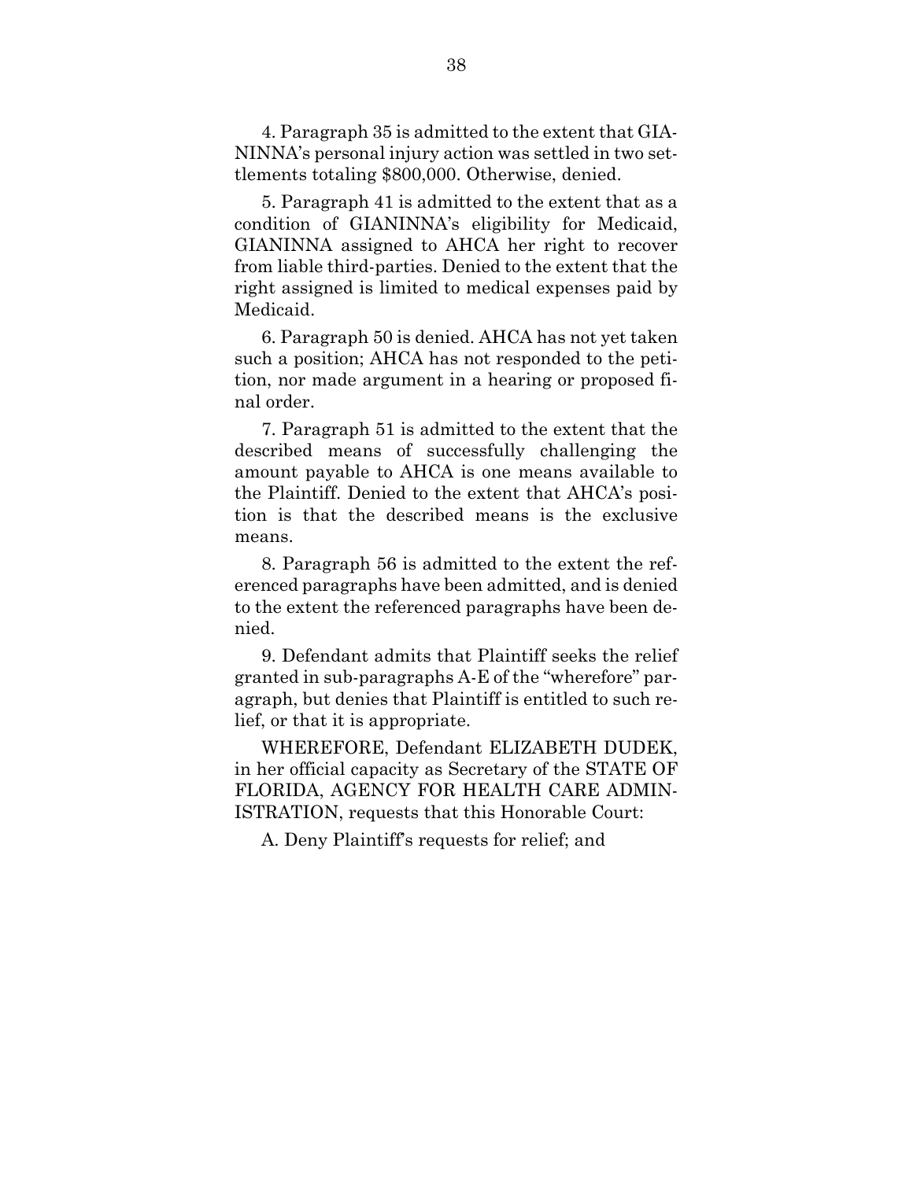4. Paragraph 35 is admitted to the extent that GIANINNA's personal injury action was settled in two settlements totaling $800,000. Otherwise, denied.

5. Paragraph 41 is admitted to the extent that as a condition of GIANINNA's eligibility for Medicaid, GIANINNA assigned to AHCA her right to recover from liable third-parties. Denied to the extent that the right assigned is limited to medical expenses paid by Medicaid.

6. Paragraph 50 is denied. AHCA has not yet taken such a position; AHCA has not responded to the petition, nor made argument in a hearing or proposed final order.

7. Paragraph 51 is admitted to the extent that the described means of successfully challenging the amount payable to AHCA is one means available to the Plaintiff. Denied to the extent that AHCA's position is that the described means is the exclusive means.

8. Paragraph 56 is admitted to the extent the referenced paragraphs have been admitted, and is denied to the extent the referenced paragraphs have been denied.

9. Defendant admits that Plaintiff seeks the relief granted in sub-paragraphs A-E of the "wherefore" paragraph, but denies that Plaintiff is entitled to such relief, or that it is appropriate.

WHEREFORE, Defendant ELIZABETH DUDEK, in her official capacity as Secretary of the STATE OF FLORIDA, AGENCY FOR HEALTH CARE ADMINISTRATION, requests that this Honorable Court:

A. Deny Plaintiff's requests for relief; and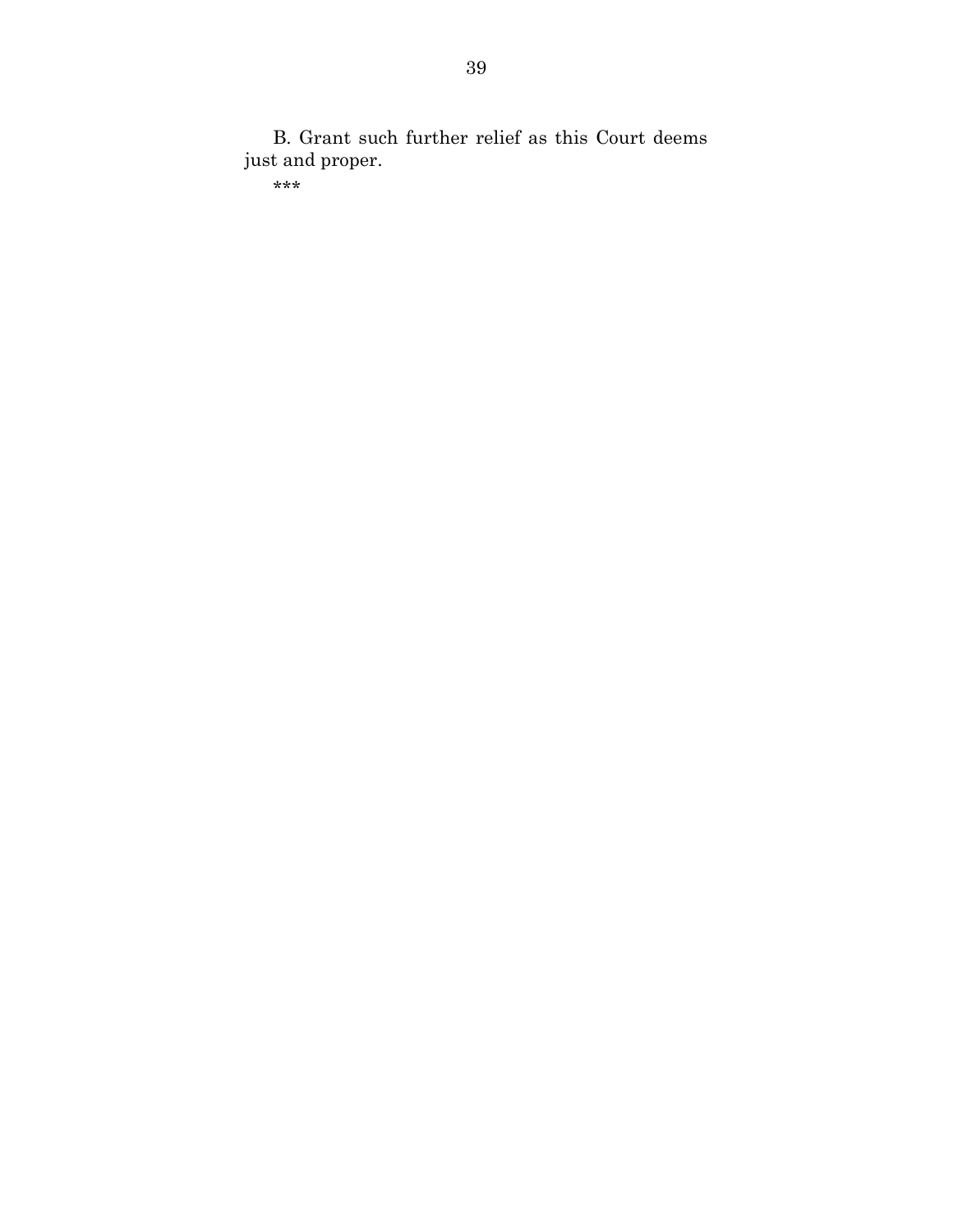B. Grant such further relief as this Court deems just and proper.

***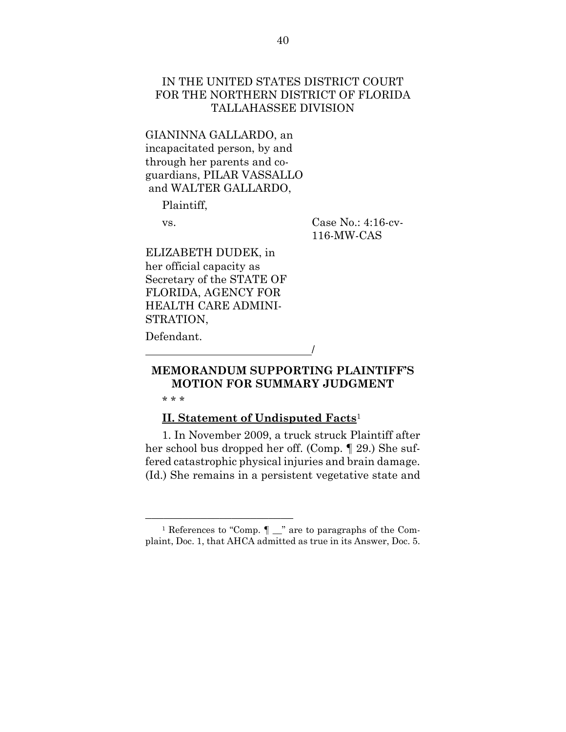IN THE UNITED STATES DISTRICT COURT
FOR THE NORTHERN DISTRICT OF FLORIDA
TALLAHASSEE DIVISION

GIANINNA GALLARDO, an incapacitated person, by and through her parents and co-guardians, PILAR VASSALLO and WALTER GALLARDO,

Plaintiff,

vs. Case No.: 4:16-cv-116-MW-CAS

ELIZABETH DUDEK, in her official capacity as Secretary of the STATE OF FLORIDA, AGENCY FOR HEALTH CARE ADMINISTRATION,

Defendant.

______________________________/

**MEMORANDUM SUPPORTING PLAINTIFF'S MOTION FOR SUMMARY JUDGMENT**

\* \* \*

**II. Statement of Undisputed Facts**[1]

1. In November 2009, a truck struck Plaintiff after her school bus dropped her off. (Comp. ¶ 29.) She suffered catastrophic physical injuries and brain damage. (Id.) She remains in a persistent vegetative state and

[1] References to "Comp. ¶ __" are to paragraphs of the Complaint, Doc. 1, that AHCA admitted as true in its Answer, Doc. 5.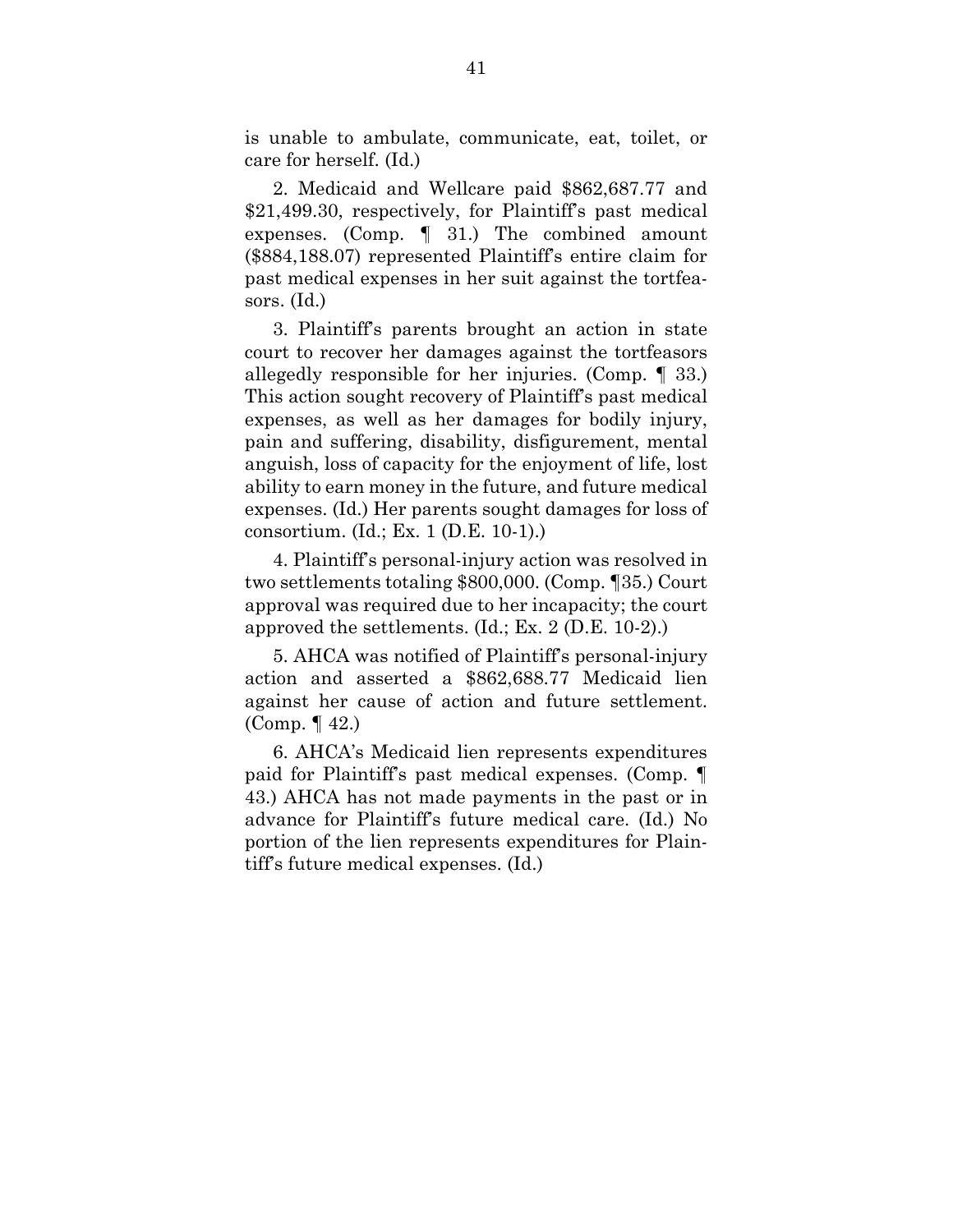is unable to ambulate, communicate, eat, toilet, or care for herself. (Id.)

2. Medicaid and Wellcare paid $862,687.77 and $21,499.30, respectively, for Plaintiff's past medical expenses. (Comp. ¶ 31.) The combined amount ($884,188.07) represented Plaintiff's entire claim for past medical expenses in her suit against the tortfeasors. (Id.)

3. Plaintiff's parents brought an action in state court to recover her damages against the tortfeasors allegedly responsible for her injuries. (Comp. ¶ 33.) This action sought recovery of Plaintiff's past medical expenses, as well as her damages for bodily injury, pain and suffering, disability, disfigurement, mental anguish, loss of capacity for the enjoyment of life, lost ability to earn money in the future, and future medical expenses. (Id.) Her parents sought damages for loss of consortium. (Id.; Ex. 1 (D.E. 10-1).)

4. Plaintiff's personal-injury action was resolved in two settlements totaling $800,000. (Comp. ¶35.) Court approval was required due to her incapacity; the court approved the settlements. (Id.; Ex. 2 (D.E. 10-2).)

5. AHCA was notified of Plaintiff's personal-injury action and asserted a $862,688.77 Medicaid lien against her cause of action and future settlement. (Comp. ¶ 42.)

6. AHCA's Medicaid lien represents expenditures paid for Plaintiff's past medical expenses. (Comp. ¶ 43.) AHCA has not made payments in the past or in advance for Plaintiff's future medical care. (Id.) No portion of the lien represents expenditures for Plaintiff's future medical expenses. (Id.)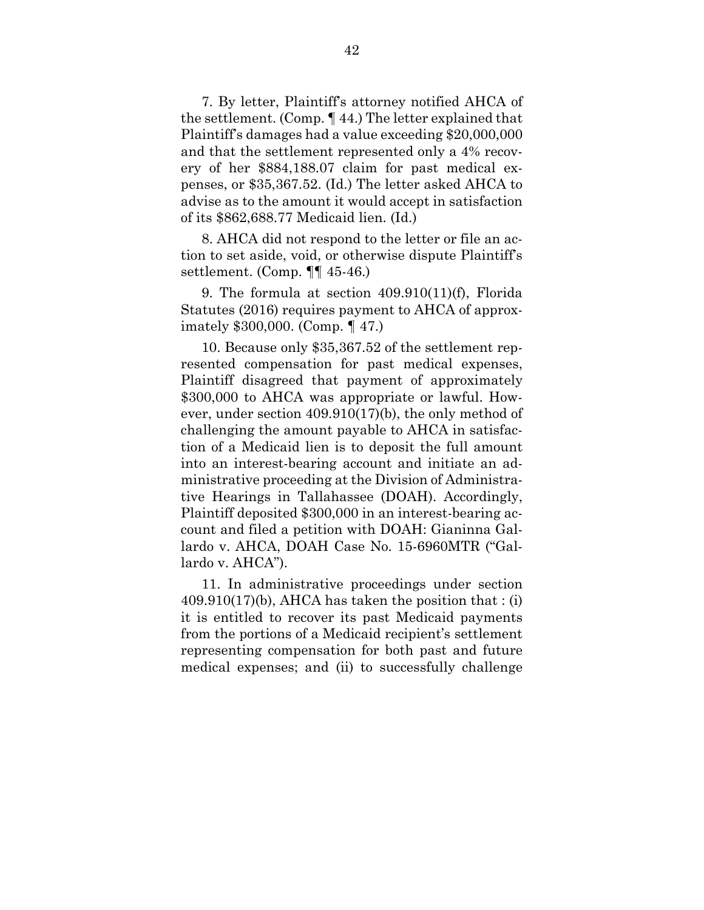7. By letter, Plaintiff's attorney notified AHCA of the settlement. (Comp. ¶ 44.) The letter explained that Plaintiff's damages had a value exceeding $20,000,000 and that the settlement represented only a 4% recovery of her $884,188.07 claim for past medical expenses, or $35,367.52. (Id.) The letter asked AHCA to advise as to the amount it would accept in satisfaction of its $862,688.77 Medicaid lien. (Id.)

8. AHCA did not respond to the letter or file an action to set aside, void, or otherwise dispute Plaintiff's settlement. (Comp. ¶¶ 45-46.)

9. The formula at section 409.910(11)(f), Florida Statutes (2016) requires payment to AHCA of approximately $300,000. (Comp. ¶ 47.)

10. Because only $35,367.52 of the settlement represented compensation for past medical expenses, Plaintiff disagreed that payment of approximately $300,000 to AHCA was appropriate or lawful. However, under section 409.910(17)(b), the only method of challenging the amount payable to AHCA in satisfaction of a Medicaid lien is to deposit the full amount into an interest-bearing account and initiate an administrative proceeding at the Division of Administrative Hearings in Tallahassee (DOAH). Accordingly, Plaintiff deposited $300,000 in an interest-bearing account and filed a petition with DOAH: Gianinna Gallardo v. AHCA, DOAH Case No. 15-6960MTR ("Gallardo v. AHCA").

11. In administrative proceedings under section 409.910(17)(b), AHCA has taken the position that : (i) it is entitled to recover its past Medicaid payments from the portions of a Medicaid recipient's settlement representing compensation for both past and future medical expenses; and (ii) to successfully challenge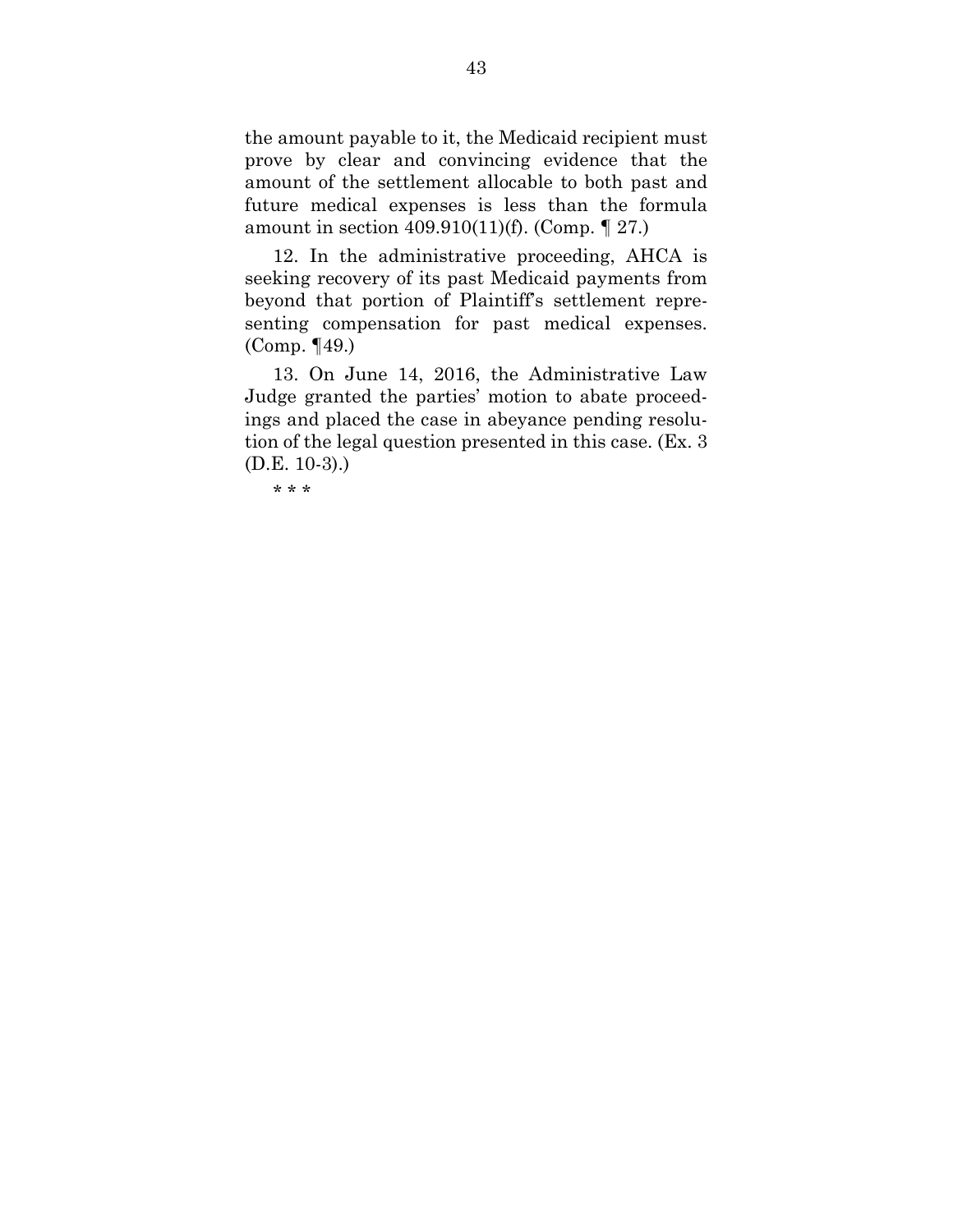the amount payable to it, the Medicaid recipient must prove by clear and convincing evidence that the amount of the settlement allocable to both past and future medical expenses is less than the formula amount in section 409.910(11)(f). (Comp. ¶ 27.)

12. In the administrative proceeding, AHCA is seeking recovery of its past Medicaid payments from beyond that portion of Plaintiff's settlement representing compensation for past medical expenses. (Comp. ¶49.)

13. On June 14, 2016, the Administrative Law Judge granted the parties' motion to abate proceedings and placed the case in abeyance pending resolution of the legal question presented in this case. (Ex. 3 (D.E. 10-3).)

\* \* \*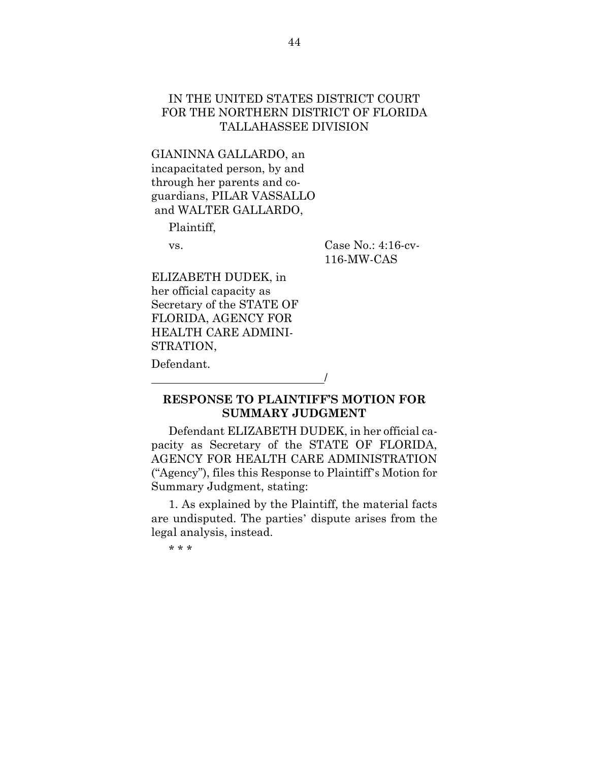IN THE UNITED STATES DISTRICT COURT
FOR THE NORTHERN DISTRICT OF FLORIDA
TALLAHASSEE DIVISION

GIANINNA GALLARDO, an incapacitated person, by and through her parents and co-guardians, PILAR VASSALLO and WALTER GALLARDO,

Plaintiff,

vs. Case No.: 4:16-cv-116-MW-CAS

ELIZABETH DUDEK, in her official capacity as Secretary of the STATE OF FLORIDA, AGENCY FOR HEALTH CARE ADMINISTRATION,

Defendant.

_____________________________/

**RESPONSE TO PLAINTIFF'S MOTION FOR SUMMARY JUDGMENT**

Defendant ELIZABETH DUDEK, in her official capacity as Secretary of the STATE OF FLORIDA, AGENCY FOR HEALTH CARE ADMINISTRATION ("Agency"), files this Response to Plaintiff's Motion for Summary Judgment, stating:

1. As explained by the Plaintiff, the material facts are undisputed. The parties' dispute arises from the legal analysis, instead.

\* \* \*